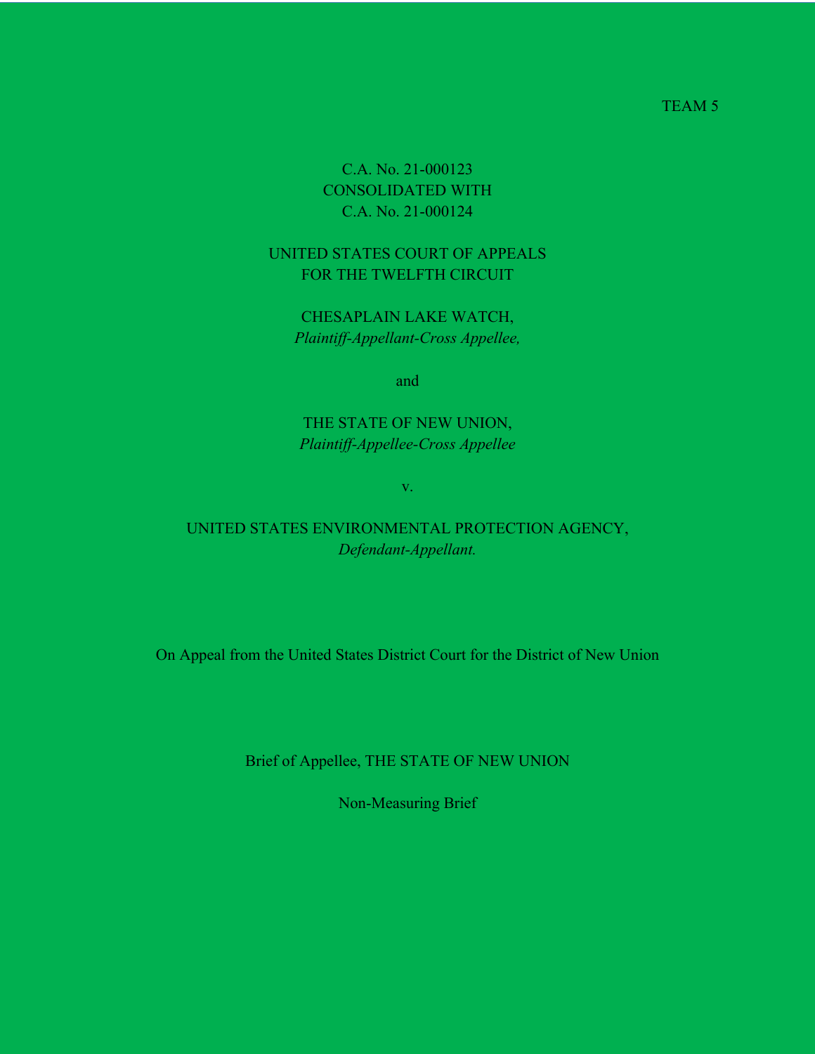TEAM 5

C.A. No. 21-000123
CONSOLIDATED WITH
C.A. No. 21-000124

UNITED STATES COURT OF APPEALS
FOR THE TWELFTH CIRCUIT

CHESAPLAIN LAKE WATCH,
*Plaintiff-Appellant-Cross Appellee,*

and

THE STATE OF NEW UNION,
*Plaintiff-Appellee-Cross Appellee*

v.

UNITED STATES ENVIRONMENTAL PROTECTION AGENCY,
*Defendant-Appellant.*

On Appeal from the United States District Court for the District of New Union

Brief of Appellee, THE STATE OF NEW UNION

Non-Measuring Brief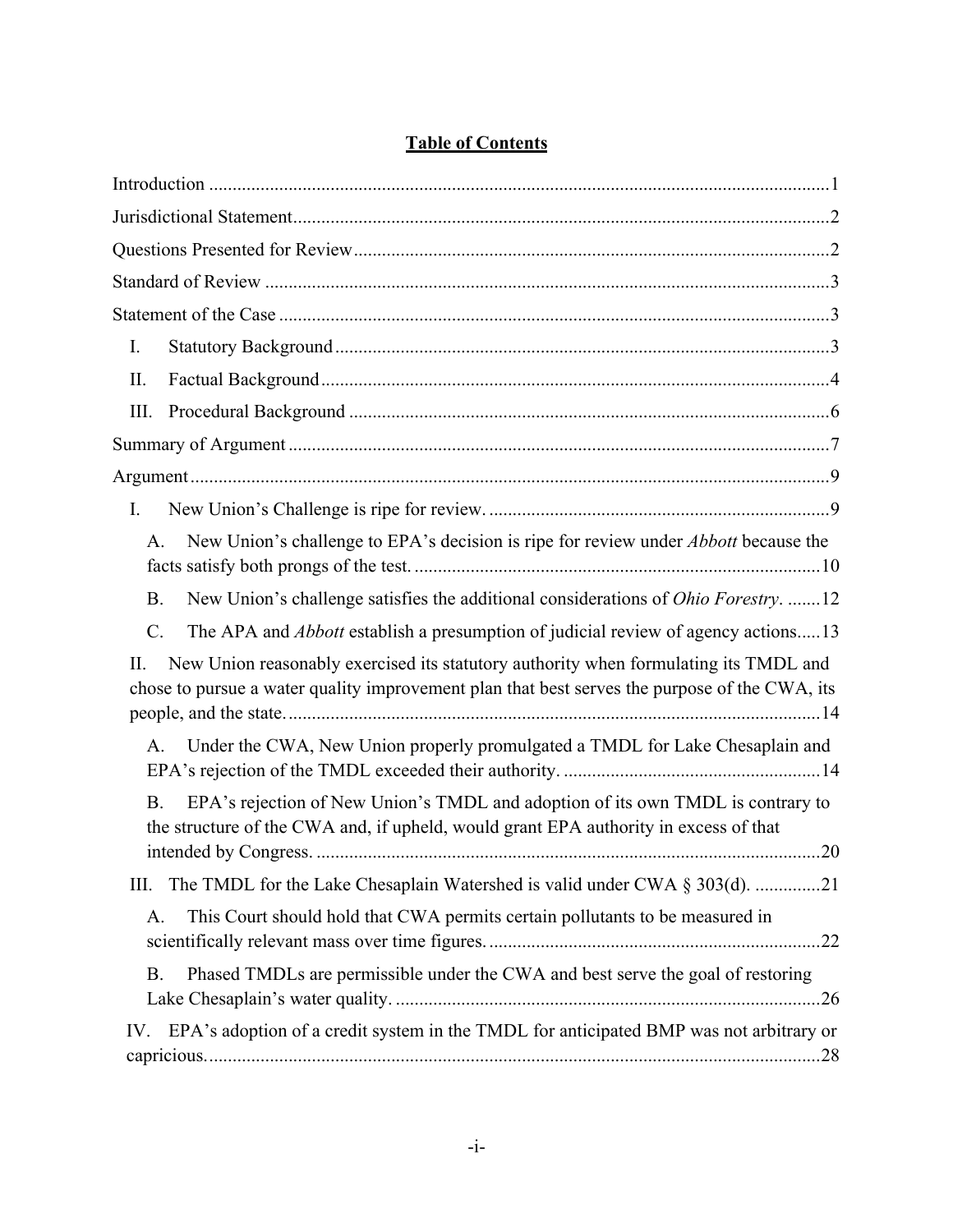# Table of Contents

Introduction ....................................................................................................................1

Jurisdictional Statement....................................................................................................2

Questions Presented for Review.......................................................................................2

Standard of Review ..........................................................................................................3

Statement of the Case .......................................................................................................3

I. Statutory Background ...................................................................................................3

II. Factual Background.....................................................................................................4

III. Procedural Background ..............................................................................................6

Summary of Argument .....................................................................................................7

Argument ..........................................................................................................................9

I. New Union's Challenge is ripe for review. ...................................................................9

A. New Union's challenge to EPA's decision is ripe for review under *Abbott* because the facts satisfy both prongs of the test. ........................................................................................10

B. New Union's challenge satisfies the additional considerations of *Ohio Forestry*. .......12

C. The APA and *Abbott* establish a presumption of judicial review of agency actions.....13

II. New Union reasonably exercised its statutory authority when formulating its TMDL and chose to pursue a water quality improvement plan that best serves the purpose of the CWA, its people, and the state. ...................................................................................................14

A. Under the CWA, New Union properly promulgated a TMDL for Lake Chesaplain and EPA's rejection of the TMDL exceeded their authority. ......................................................14

B. EPA's rejection of New Union's TMDL and adoption of its own TMDL is contrary to the structure of the CWA and, if upheld, would grant EPA authority in excess of that intended by Congress. ..........................................................................................................20

III. The TMDL for the Lake Chesaplain Watershed is valid under CWA § 303(d). ..............21

A. This Court should hold that CWA permits certain pollutants to be measured in scientifically relevant mass over time figures. ......................................................................22

B. Phased TMDLs are permissible under the CWA and best serve the goal of restoring Lake Chesaplain's water quality. ..........................................................................................26

IV. EPA's adoption of a credit system in the TMDL for anticipated BMP was not arbitrary or capricious. ..........................................................................................................................28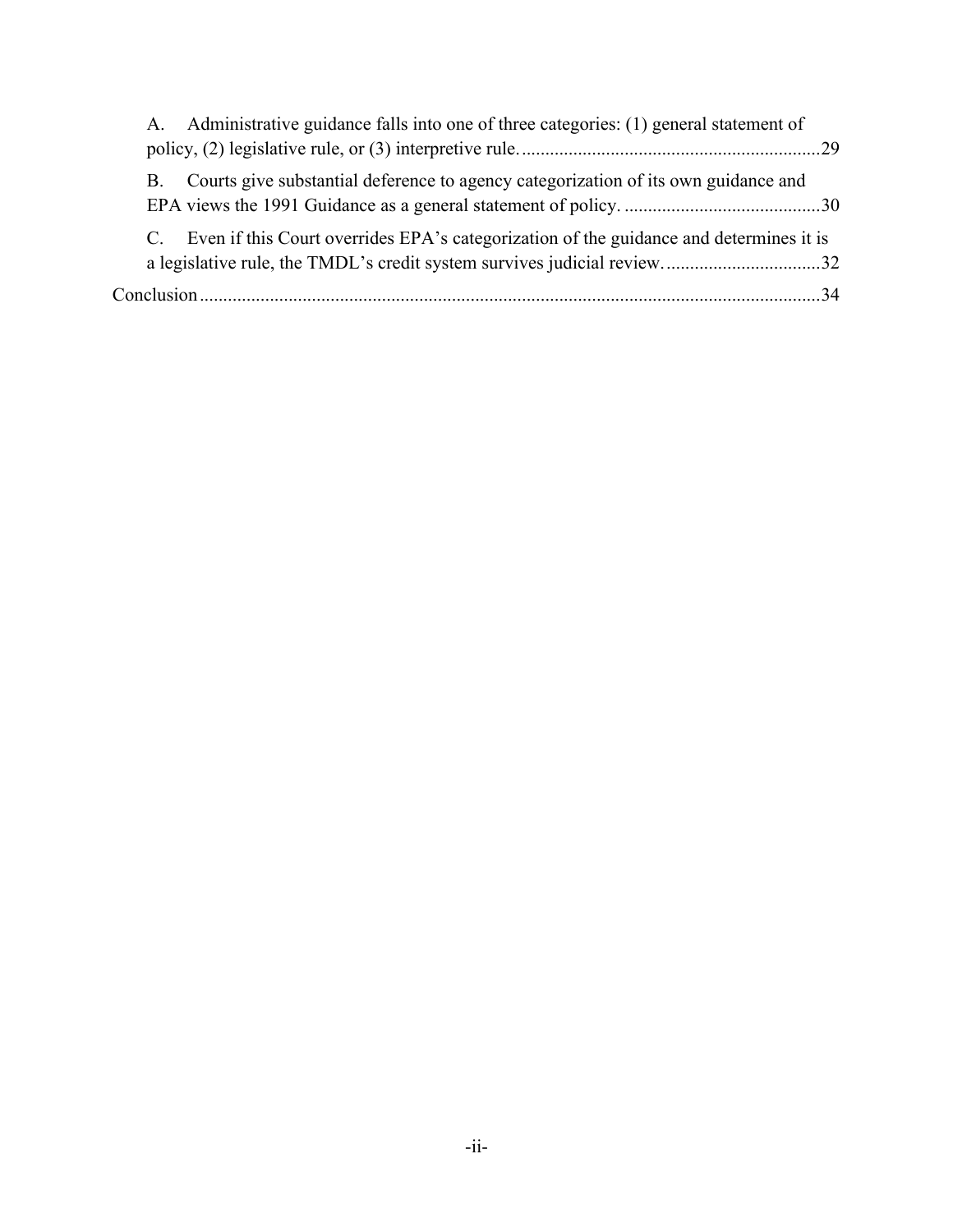A. Administrative guidance falls into one of three categories: (1) general statement of policy, (2) legislative rule, or (3) interpretive rule. ....29

B. Courts give substantial deference to agency categorization of its own guidance and EPA views the 1991 Guidance as a general statement of policy. ....30

C. Even if this Court overrides EPA's categorization of the guidance and determines it is a legislative rule, the TMDL's credit system survives judicial review. ....32

Conclusion ....34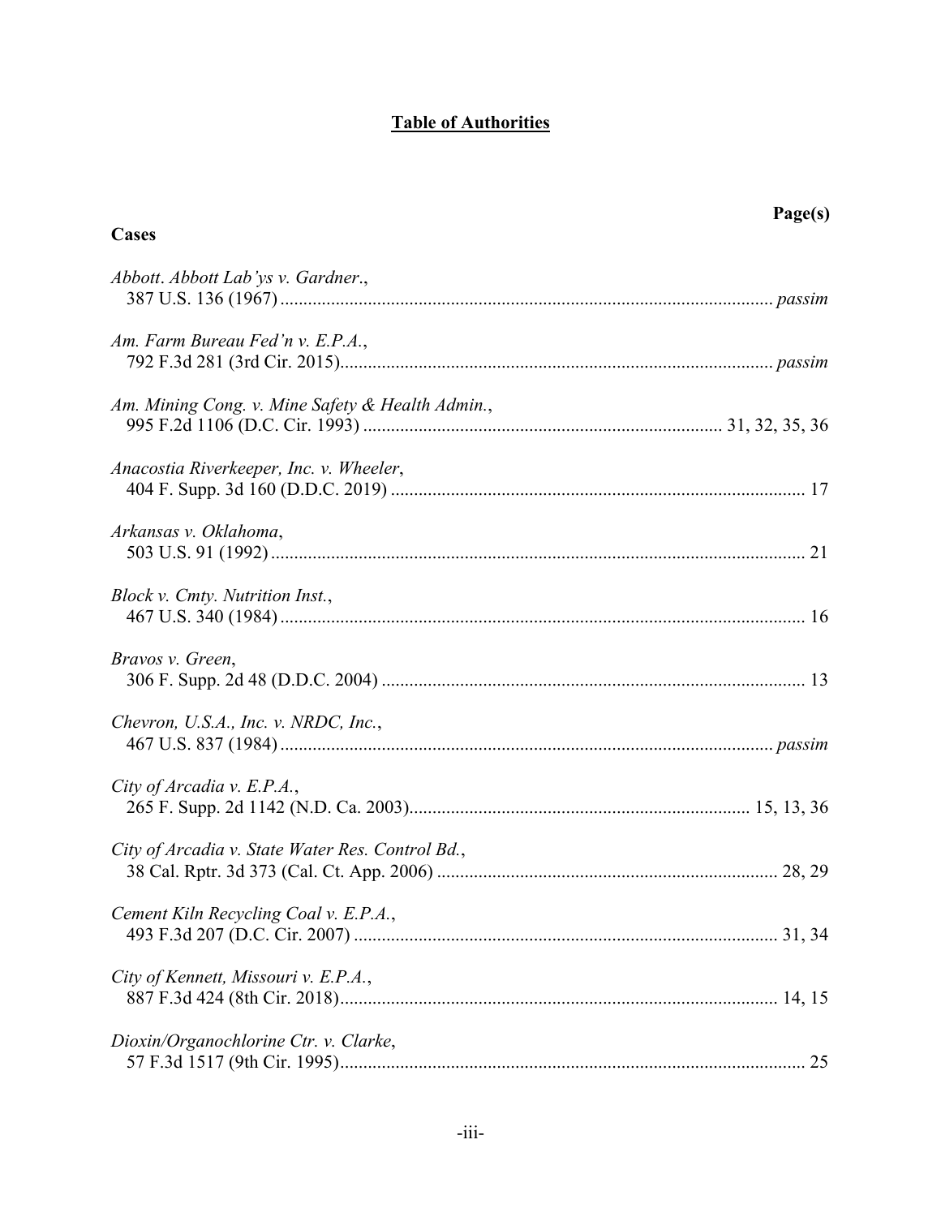# **Table of Authorities**

**Page(s)**

**Cases**

*Abbott. Abbott Lab'ys v. Gardner.*,
387 U.S. 136 (1967) ........................................................................................................... *passim*

*Am. Farm Bureau Fed'n v. E.P.A.*,
792 F.3d 281 (3rd Cir. 2015)............................................................................................. *passim*

*Am. Mining Cong. v. Mine Safety & Health Admin.*,
995 F.2d 1106 (D.C. Cir. 1993) ............................................................................ 31, 32, 35, 36

*Anacostia Riverkeeper, Inc. v. Wheeler*,
404 F. Supp. 3d 160 (D.D.C. 2019) ........................................................................................ 17

*Arkansas v. Oklahoma*,
503 U.S. 91 (1992) ................................................................................................................... 21

*Block v. Cmty. Nutrition Inst.*,
467 U.S. 340 (1984) ................................................................................................................. 16

*Bravos v. Green*,
306 F. Supp. 2d 48 (D.D.C. 2004) ........................................................................................... 13

*Chevron, U.S.A., Inc. v. NRDC, Inc.*,
467 U.S. 837 (1984) .......................................................................................................... *passim*

*City of Arcadia v. E.P.A.*,
265 F. Supp. 2d 1142 (N.D. Ca. 2003)......................................................................... 15, 13, 36

*City of Arcadia v. State Water Res. Control Bd.*,
38 Cal. Rptr. 3d 373 (Cal. Ct. App. 2006) ......................................................................... 28, 29

*Cement Kiln Recycling Coal v. E.P.A.*,
493 F.3d 207 (D.C. Cir. 2007) ........................................................................................... 31, 34

*City of Kennett, Missouri v. E.P.A.*,
887 F.3d 424 (8th Cir. 2018)............................................................................................... 14, 15

*Dioxin/Organochlorine Ctr. v. Clarke*,
57 F.3d 1517 (9th Cir. 1995).................................................................................................... 25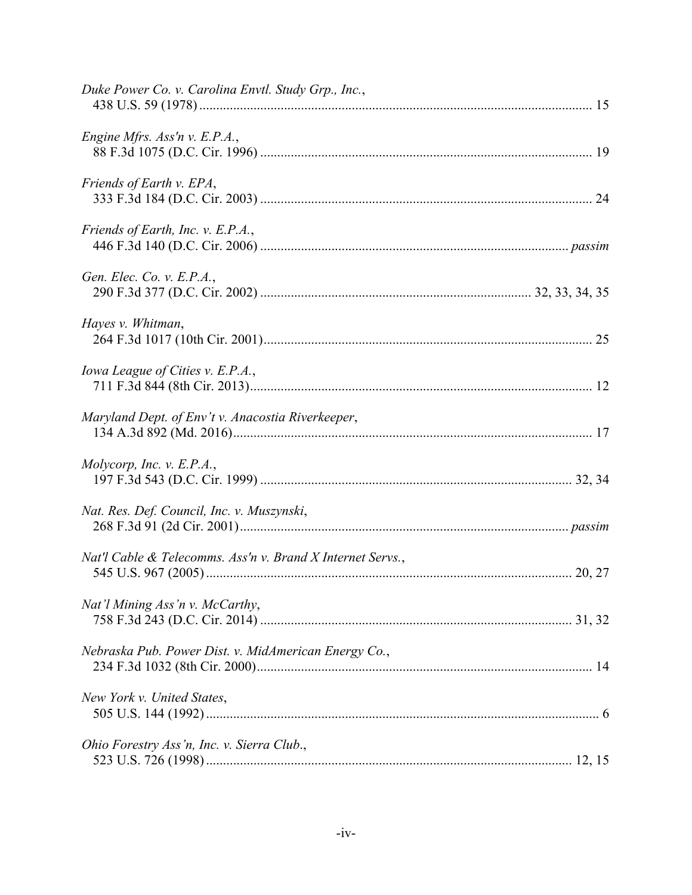*Duke Power Co. v. Carolina Envtl. Study Grp., Inc.*,
438 U.S. 59 (1978) ........................................................................................................ 15

*Engine Mfrs. Ass'n v. E.P.A.*,
88 F.3d 1075 (D.C. Cir. 1996) ........................................................................................ 19

*Friends of Earth v. EPA*,
333 F.3d 184 (D.C. Cir. 2003) ........................................................................................ 24

*Friends of Earth, Inc. v. E.P.A.*,
446 F.3d 140 (D.C. Cir. 2006) ................................................................................ *passim*

*Gen. Elec. Co. v. E.P.A.*,
290 F.3d 377 (D.C. Cir. 2002) ...................................................................... 32, 33, 34, 35

*Hayes v. Whitman*,
264 F.3d 1017 (10th Cir. 2001)....................................................................................... 25

*Iowa League of Cities v. E.P.A.*,
711 F.3d 844 (8th Cir. 2013)........................................................................................... 12

*Maryland Dept. of Env't v. Anacostia Riverkeeper*,
134 A.3d 892 (Md. 2016)................................................................................................ 17

*Molycorp, Inc. v. E.P.A.*,
197 F.3d 543 (D.C. Cir. 1999) .................................................................................. 32, 34

*Nat. Res. Def. Council, Inc. v. Muszynski*,
268 F.3d 91 (2d Cir. 2001)....................................................................................... *passim*

*Nat'l Cable & Telecomms. Ass'n v. Brand X Internet Servs.*,
545 U.S. 967 (2005) .................................................................................................. 20, 27

*Nat'l Mining Ass'n v. McCarthy*,
758 F.3d 243 (D.C. Cir. 2014) .................................................................................. 31, 32

*Nebraska Pub. Power Dist. v. MidAmerican Energy Co.*,
234 F.3d 1032 (8th Cir. 2000)......................................................................................... 14

*New York v. United States*,
505 U.S. 144 (1992) .......................................................................................................... 6

*Ohio Forestry Ass'n, Inc. v. Sierra Club.*,
523 U.S. 726 (1998) .................................................................................................. 12, 15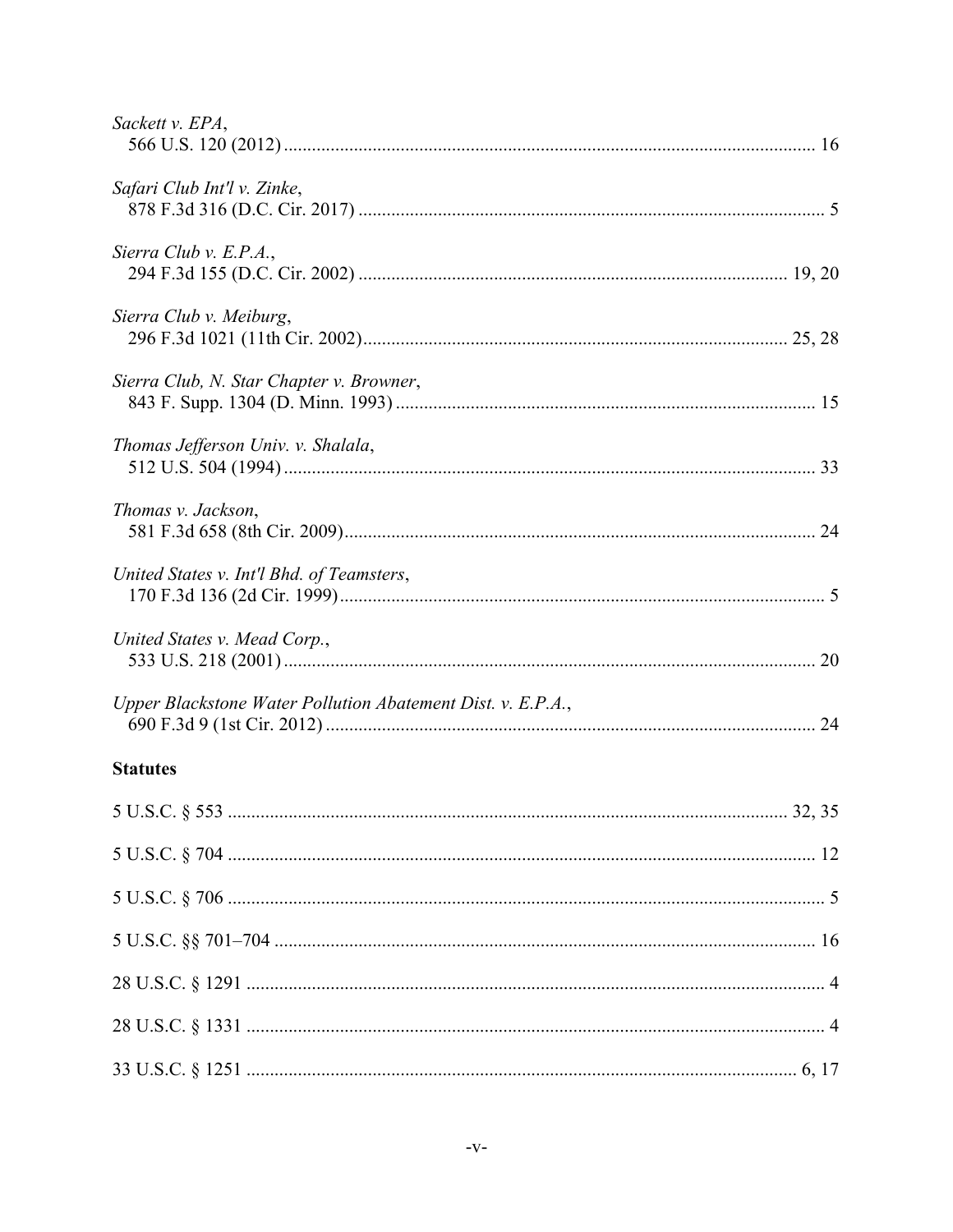*Sackett v. EPA*,
566 U.S. 120 (2012) .................................................................................................... 16

*Safari Club Int'l v. Zinke*,
878 F.3d 316 (D.C. Cir. 2017) ..................................................................................... 5

*Sierra Club v. E.P.A.*,
294 F.3d 155 (D.C. Cir. 2002) ............................................................................. 19, 20

*Sierra Club v. Meiburg*,
296 F.3d 1021 (11th Cir. 2002)............................................................................ 25, 28

*Sierra Club, N. Star Chapter v. Browner*,
843 F. Supp. 1304 (D. Minn. 1993) ........................................................................... 15

*Thomas Jefferson Univ. v. Shalala*,
512 U.S. 504 (1994) .................................................................................................... 33

*Thomas v. Jackson*,
581 F.3d 658 (8th Cir. 2009)....................................................................................... 24

*United States v. Int'l Bhd. of Teamsters*,
170 F.3d 136 (2d Cir. 1999)......................................................................................... 5

*United States v. Mead Corp.*,
533 U.S. 218 (2001) .................................................................................................... 20

*Upper Blackstone Water Pollution Abatement Dist. v. E.P.A.*,
690 F.3d 9 (1st Cir. 2012) ........................................................................................... 24

**Statutes**

5 U.S.C. § 553 ...................................................................................................... 32, 35

5 U.S.C. § 704 ............................................................................................................ 12

5 U.S.C. § 706 .............................................................................................................. 5

5 U.S.C. §§ 701–704 .................................................................................................. 16

28 U.S.C. § 1291 .......................................................................................................... 4

28 U.S.C. § 1331 .......................................................................................................... 4

33 U.S.C. § 1251 ..................................................................................................... 6, 17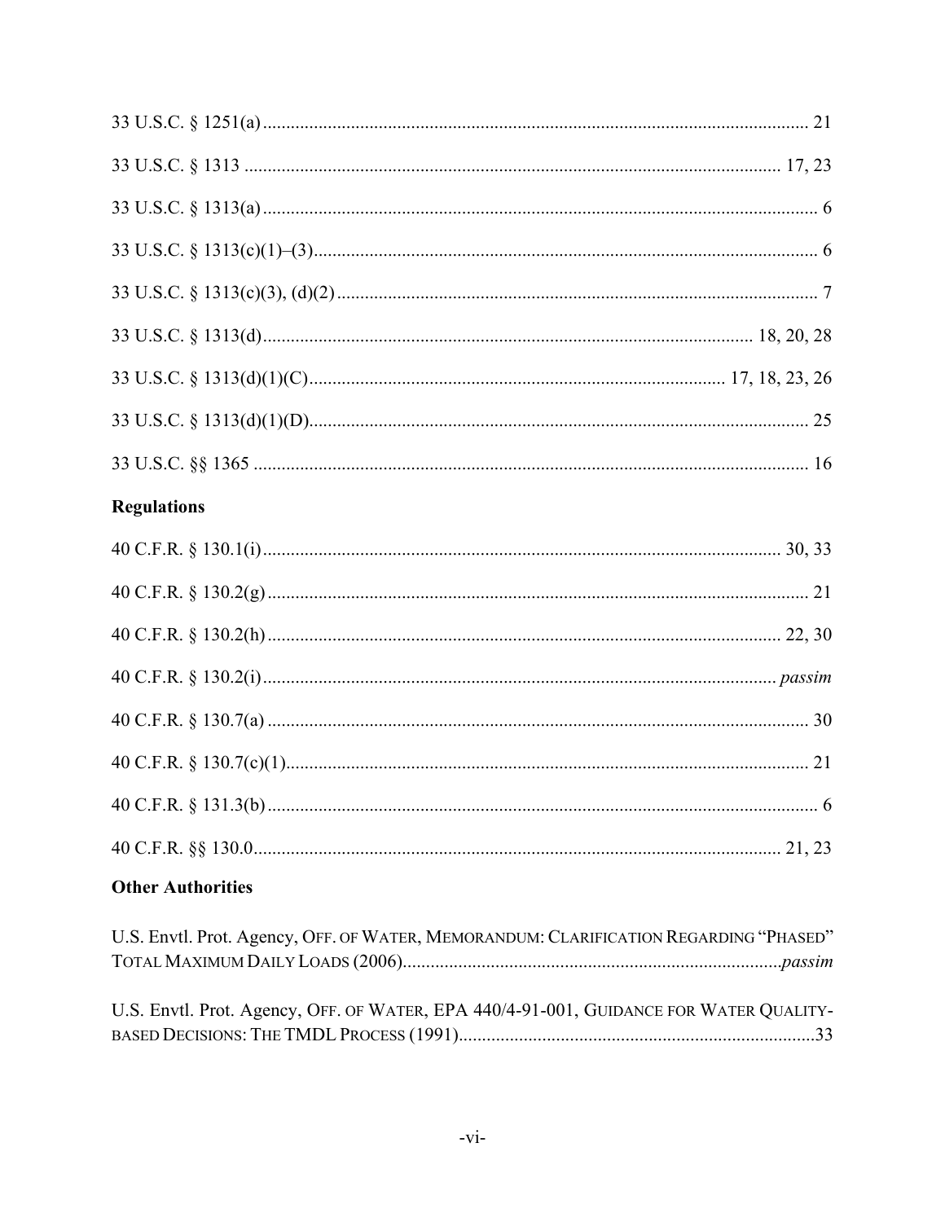33 U.S.C. § 1251(a) ..................................................................................................... 21

33 U.S.C. § 1313 .................................................................................................. 17, 23

33 U.S.C. § 1313(a) ..................................................................................................... 6

33 U.S.C. § 1313(c)(1)–(3) ............................................................................................ 6

33 U.S.C. § 1313(c)(3), (d)(2) ......................................................................................... 7

33 U.S.C. § 1313(d) ......................................................................................... 18, 20, 28

33 U.S.C. § 1313(d)(1)(C) ........................................................................... 17, 18, 23, 26

33 U.S.C. § 1313(d)(1)(D) ........................................................................................... 25

33 U.S.C. §§ 1365 ...................................................................................................... 16

**Regulations**

40 C.F.R. § 130.1(i) ............................................................................................... 30, 33

40 C.F.R. § 130.2(g) .................................................................................................... 21

40 C.F.R. § 130.2(h) ............................................................................................... 22, 30

40 C.F.R. § 130.2(i) ............................................................................................... *passim*

40 C.F.R. § 130.7(a) .................................................................................................... 30

40 C.F.R. § 130.7(c)(1) ................................................................................................ 21

40 C.F.R. § 131.3(b) ...................................................................................................... 6

40 C.F.R. §§ 130.0 ................................................................................................. 21, 23

**Other Authorities**

U.S. Envtl. Prot. Agency, Off. of Water, Memorandum: Clarification Regarding "Phased" Total Maximum Daily Loads (2006) ................................................................................ *passim*

U.S. Envtl. Prot. Agency, Off. of Water, EPA 440/4-91-001, Guidance for Water Quality-based Decisions: The TMDL Process (1991) ............................................................................ 33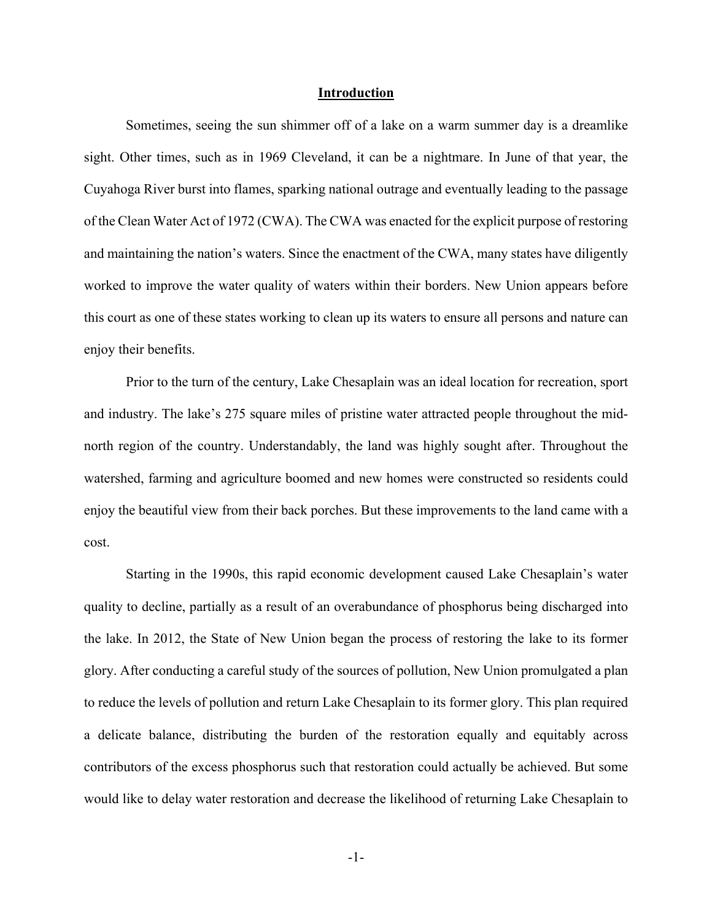## Introduction

Sometimes, seeing the sun shimmer off of a lake on a warm summer day is a dreamlike sight. Other times, such as in 1969 Cleveland, it can be a nightmare. In June of that year, the Cuyahoga River burst into flames, sparking national outrage and eventually leading to the passage of the Clean Water Act of 1972 (CWA). The CWA was enacted for the explicit purpose of restoring and maintaining the nation's waters. Since the enactment of the CWA, many states have diligently worked to improve the water quality of waters within their borders. New Union appears before this court as one of these states working to clean up its waters to ensure all persons and nature can enjoy their benefits.

Prior to the turn of the century, Lake Chesaplain was an ideal location for recreation, sport and industry. The lake's 275 square miles of pristine water attracted people throughout the mid-north region of the country. Understandably, the land was highly sought after. Throughout the watershed, farming and agriculture boomed and new homes were constructed so residents could enjoy the beautiful view from their back porches. But these improvements to the land came with a cost.

Starting in the 1990s, this rapid economic development caused Lake Chesaplain's water quality to decline, partially as a result of an overabundance of phosphorus being discharged into the lake. In 2012, the State of New Union began the process of restoring the lake to its former glory. After conducting a careful study of the sources of pollution, New Union promulgated a plan to reduce the levels of pollution and return Lake Chesaplain to its former glory. This plan required a delicate balance, distributing the burden of the restoration equally and equitably across contributors of the excess phosphorus such that restoration could actually be achieved. But some would like to delay water restoration and decrease the likelihood of returning Lake Chesaplain to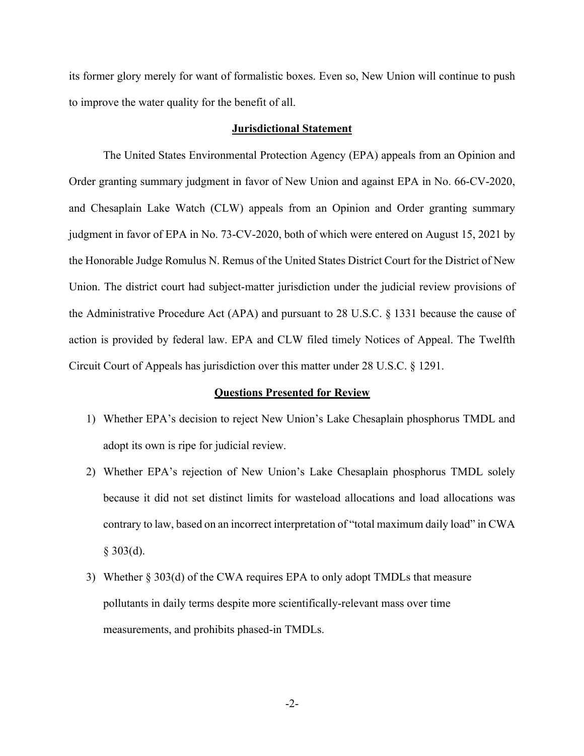its former glory merely for want of formalistic boxes. Even so, New Union will continue to push to improve the water quality for the benefit of all.

## Jurisdictional Statement

The United States Environmental Protection Agency (EPA) appeals from an Opinion and Order granting summary judgment in favor of New Union and against EPA in No. 66-CV-2020, and Chesaplain Lake Watch (CLW) appeals from an Opinion and Order granting summary judgment in favor of EPA in No. 73-CV-2020, both of which were entered on August 15, 2021 by the Honorable Judge Romulus N. Remus of the United States District Court for the District of New Union. The district court had subject-matter jurisdiction under the judicial review provisions of the Administrative Procedure Act (APA) and pursuant to 28 U.S.C. § 1331 because the cause of action is provided by federal law. EPA and CLW filed timely Notices of Appeal. The Twelfth Circuit Court of Appeals has jurisdiction over this matter under 28 U.S.C. § 1291.

## Questions Presented for Review

1) Whether EPA's decision to reject New Union's Lake Chesaplain phosphorus TMDL and adopt its own is ripe for judicial review.
2) Whether EPA's rejection of New Union's Lake Chesaplain phosphorus TMDL solely because it did not set distinct limits for wasteload allocations and load allocations was contrary to law, based on an incorrect interpretation of "total maximum daily load" in CWA § 303(d).
3) Whether § 303(d) of the CWA requires EPA to only adopt TMDLs that measure pollutants in daily terms despite more scientifically-relevant mass over time measurements, and prohibits phased-in TMDLs.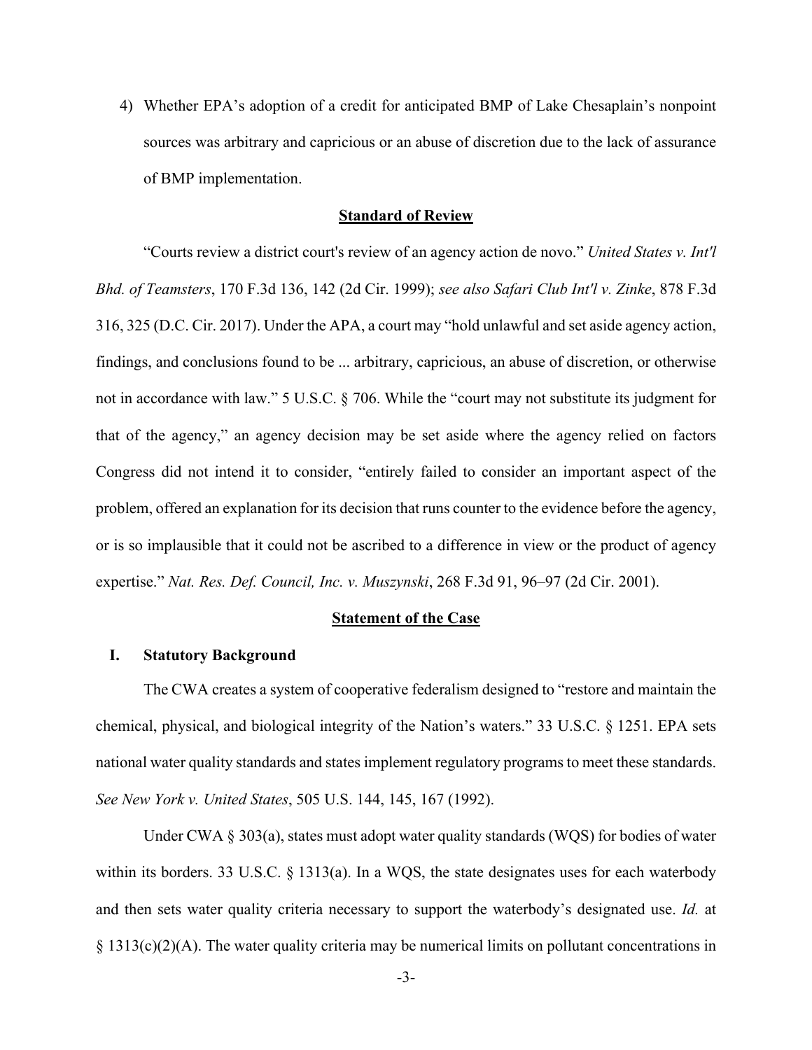4) Whether EPA's adoption of a credit for anticipated BMP of Lake Chesaplain's nonpoint sources was arbitrary and capricious or an abuse of discretion due to the lack of assurance of BMP implementation.

## Standard of Review

"Courts review a district court's review of an agency action de novo." *United States v. Int'l Bhd. of Teamsters*, 170 F.3d 136, 142 (2d Cir. 1999); *see also Safari Club Int'l v. Zinke*, 878 F.3d 316, 325 (D.C. Cir. 2017). Under the APA, a court may "hold unlawful and set aside agency action, findings, and conclusions found to be ... arbitrary, capricious, an abuse of discretion, or otherwise not in accordance with law." 5 U.S.C. § 706. While the "court may not substitute its judgment for that of the agency," an agency decision may be set aside where the agency relied on factors Congress did not intend it to consider, "entirely failed to consider an important aspect of the problem, offered an explanation for its decision that runs counter to the evidence before the agency, or is so implausible that it could not be ascribed to a difference in view or the product of agency expertise." *Nat. Res. Def. Council, Inc. v. Muszynski*, 268 F.3d 91, 96–97 (2d Cir. 2001).

## Statement of the Case

### I. Statutory Background

The CWA creates a system of cooperative federalism designed to "restore and maintain the chemical, physical, and biological integrity of the Nation's waters." 33 U.S.C. § 1251. EPA sets national water quality standards and states implement regulatory programs to meet these standards. *See New York v. United States*, 505 U.S. 144, 145, 167 (1992).

Under CWA § 303(a), states must adopt water quality standards (WQS) for bodies of water within its borders. 33 U.S.C. § 1313(a). In a WQS, the state designates uses for each waterbody and then sets water quality criteria necessary to support the waterbody's designated use. *Id.* at § 1313(c)(2)(A). The water quality criteria may be numerical limits on pollutant concentrations in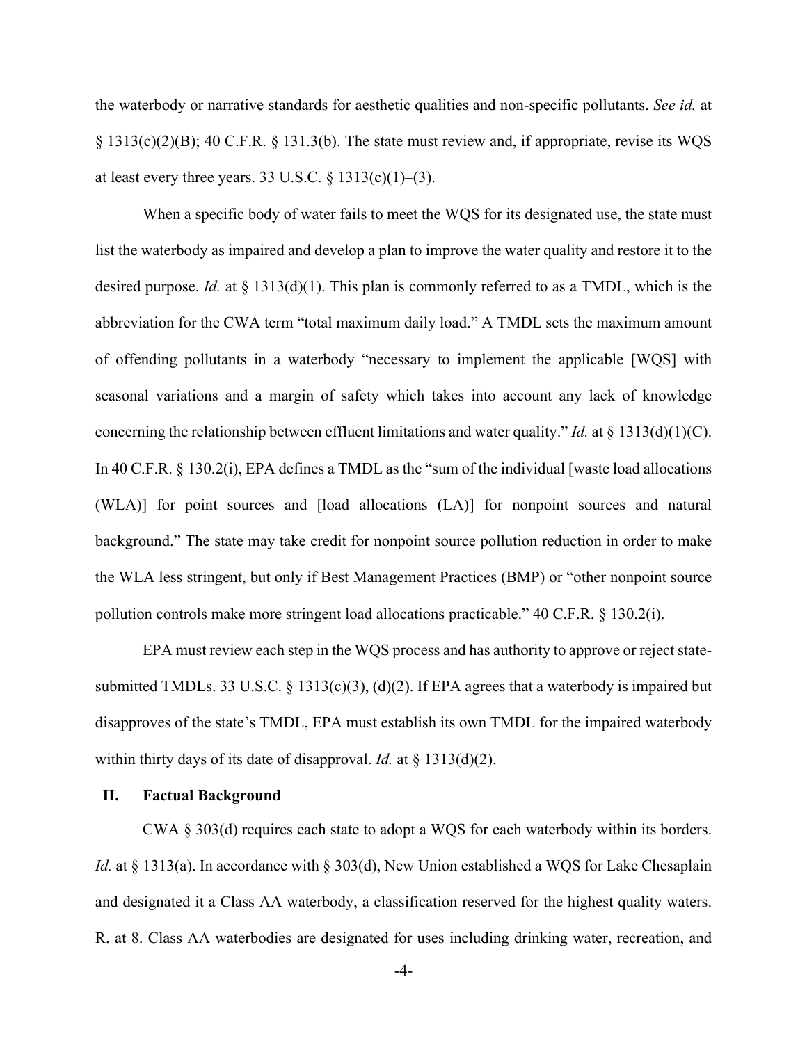the waterbody or narrative standards for aesthetic qualities and non-specific pollutants. *See id.* at § 1313(c)(2)(B); 40 C.F.R. § 131.3(b). The state must review and, if appropriate, revise its WQS at least every three years. 33 U.S.C. § 1313(c)(1)–(3).

When a specific body of water fails to meet the WQS for its designated use, the state must list the waterbody as impaired and develop a plan to improve the water quality and restore it to the desired purpose. *Id.* at § 1313(d)(1). This plan is commonly referred to as a TMDL, which is the abbreviation for the CWA term "total maximum daily load." A TMDL sets the maximum amount of offending pollutants in a waterbody "necessary to implement the applicable [WQS] with seasonal variations and a margin of safety which takes into account any lack of knowledge concerning the relationship between effluent limitations and water quality." *Id.* at § 1313(d)(1)(C). In 40 C.F.R. § 130.2(i), EPA defines a TMDL as the "sum of the individual [waste load allocations (WLA)] for point sources and [load allocations (LA)] for nonpoint sources and natural background." The state may take credit for nonpoint source pollution reduction in order to make the WLA less stringent, but only if Best Management Practices (BMP) or "other nonpoint source pollution controls make more stringent load allocations practicable." 40 C.F.R. § 130.2(i).

EPA must review each step in the WQS process and has authority to approve or reject state-submitted TMDLs. 33 U.S.C. § 1313(c)(3), (d)(2). If EPA agrees that a waterbody is impaired but disapproves of the state's TMDL, EPA must establish its own TMDL for the impaired waterbody within thirty days of its date of disapproval. *Id.* at § 1313(d)(2).

## II. Factual Background

CWA § 303(d) requires each state to adopt a WQS for each waterbody within its borders. *Id.* at § 1313(a). In accordance with § 303(d), New Union established a WQS for Lake Chesaplain and designated it a Class AA waterbody, a classification reserved for the highest quality waters. R. at 8. Class AA waterbodies are designated for uses including drinking water, recreation, and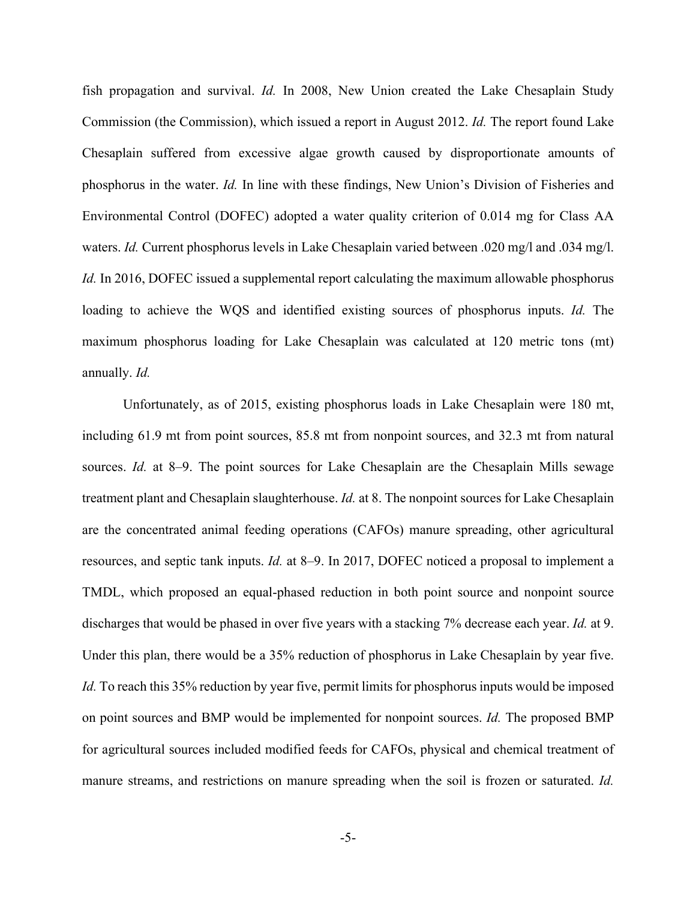fish propagation and survival. *Id.* In 2008, New Union created the Lake Chesaplain Study Commission (the Commission), which issued a report in August 2012. *Id.* The report found Lake Chesaplain suffered from excessive algae growth caused by disproportionate amounts of phosphorus in the water. *Id.* In line with these findings, New Union's Division of Fisheries and Environmental Control (DOFEC) adopted a water quality criterion of 0.014 mg for Class AA waters. *Id.* Current phosphorus levels in Lake Chesaplain varied between .020 mg/l and .034 mg/l. *Id.* In 2016, DOFEC issued a supplemental report calculating the maximum allowable phosphorus loading to achieve the WQS and identified existing sources of phosphorus inputs. *Id.* The maximum phosphorus loading for Lake Chesaplain was calculated at 120 metric tons (mt) annually. *Id.*

Unfortunately, as of 2015, existing phosphorus loads in Lake Chesaplain were 180 mt, including 61.9 mt from point sources, 85.8 mt from nonpoint sources, and 32.3 mt from natural sources. *Id.* at 8–9. The point sources for Lake Chesaplain are the Chesaplain Mills sewage treatment plant and Chesaplain slaughterhouse. *Id.* at 8. The nonpoint sources for Lake Chesaplain are the concentrated animal feeding operations (CAFOs) manure spreading, other agricultural resources, and septic tank inputs. *Id.* at 8–9. In 2017, DOFEC noticed a proposal to implement a TMDL, which proposed an equal-phased reduction in both point source and nonpoint source discharges that would be phased in over five years with a stacking 7% decrease each year. *Id.* at 9. Under this plan, there would be a 35% reduction of phosphorus in Lake Chesaplain by year five. *Id.* To reach this 35% reduction by year five, permit limits for phosphorus inputs would be imposed on point sources and BMP would be implemented for nonpoint sources. *Id.* The proposed BMP for agricultural sources included modified feeds for CAFOs, physical and chemical treatment of manure streams, and restrictions on manure spreading when the soil is frozen or saturated. *Id.*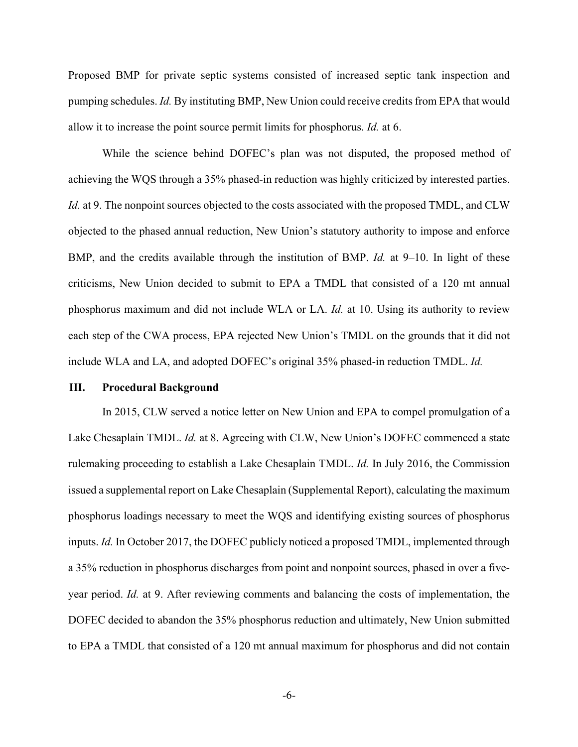Proposed BMP for private septic systems consisted of increased septic tank inspection and pumping schedules. *Id.* By instituting BMP, New Union could receive credits from EPA that would allow it to increase the point source permit limits for phosphorus. *Id.* at 6.

While the science behind DOFEC's plan was not disputed, the proposed method of achieving the WQS through a 35% phased-in reduction was highly criticized by interested parties. *Id.* at 9. The nonpoint sources objected to the costs associated with the proposed TMDL, and CLW objected to the phased annual reduction, New Union's statutory authority to impose and enforce BMP, and the credits available through the institution of BMP. *Id.* at 9–10. In light of these criticisms, New Union decided to submit to EPA a TMDL that consisted of a 120 mt annual phosphorus maximum and did not include WLA or LA. *Id.* at 10. Using its authority to review each step of the CWA process, EPA rejected New Union's TMDL on the grounds that it did not include WLA and LA, and adopted DOFEC's original 35% phased-in reduction TMDL. *Id.*

## III. Procedural Background

In 2015, CLW served a notice letter on New Union and EPA to compel promulgation of a Lake Chesaplain TMDL. *Id.* at 8. Agreeing with CLW, New Union's DOFEC commenced a state rulemaking proceeding to establish a Lake Chesaplain TMDL. *Id.* In July 2016, the Commission issued a supplemental report on Lake Chesaplain (Supplemental Report), calculating the maximum phosphorus loadings necessary to meet the WQS and identifying existing sources of phosphorus inputs. *Id.* In October 2017, the DOFEC publicly noticed a proposed TMDL, implemented through a 35% reduction in phosphorus discharges from point and nonpoint sources, phased in over a five-year period. *Id.* at 9. After reviewing comments and balancing the costs of implementation, the DOFEC decided to abandon the 35% phosphorus reduction and ultimately, New Union submitted to EPA a TMDL that consisted of a 120 mt annual maximum for phosphorus and did not contain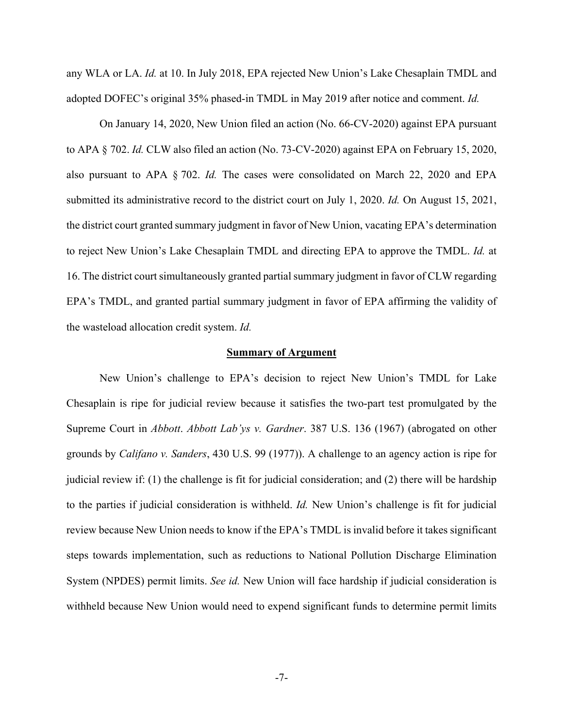any WLA or LA. *Id.* at 10. In July 2018, EPA rejected New Union's Lake Chesaplain TMDL and adopted DOFEC's original 35% phased-in TMDL in May 2019 after notice and comment. *Id.*

On January 14, 2020, New Union filed an action (No. 66-CV-2020) against EPA pursuant to APA § 702. *Id.* CLW also filed an action (No. 73-CV-2020) against EPA on February 15, 2020, also pursuant to APA § 702. *Id.* The cases were consolidated on March 22, 2020 and EPA submitted its administrative record to the district court on July 1, 2020. *Id.* On August 15, 2021, the district court granted summary judgment in favor of New Union, vacating EPA's determination to reject New Union's Lake Chesaplain TMDL and directing EPA to approve the TMDL. *Id.* at 16. The district court simultaneously granted partial summary judgment in favor of CLW regarding EPA's TMDL, and granted partial summary judgment in favor of EPA affirming the validity of the wasteload allocation credit system. *Id.*

## Summary of Argument

New Union's challenge to EPA's decision to reject New Union's TMDL for Lake Chesaplain is ripe for judicial review because it satisfies the two-part test promulgated by the Supreme Court in *Abbott*. *Abbott Lab'ys v. Gardner*. 387 U.S. 136 (1967) (abrogated on other grounds by *Califano v. Sanders*, 430 U.S. 99 (1977)). A challenge to an agency action is ripe for judicial review if: (1) the challenge is fit for judicial consideration; and (2) there will be hardship to the parties if judicial consideration is withheld. *Id.* New Union's challenge is fit for judicial review because New Union needs to know if the EPA's TMDL is invalid before it takes significant steps towards implementation, such as reductions to National Pollution Discharge Elimination System (NPDES) permit limits. *See id.* New Union will face hardship if judicial consideration is withheld because New Union would need to expend significant funds to determine permit limits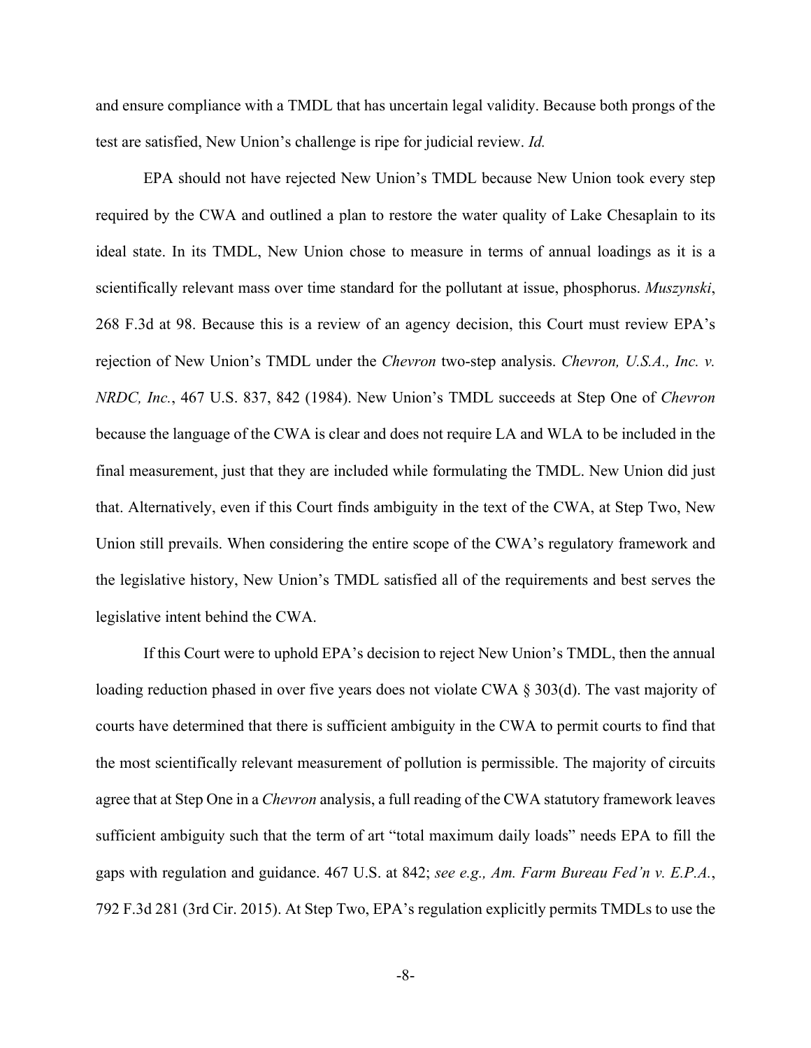and ensure compliance with a TMDL that has uncertain legal validity. Because both prongs of the test are satisfied, New Union's challenge is ripe for judicial review. *Id.*

EPA should not have rejected New Union's TMDL because New Union took every step required by the CWA and outlined a plan to restore the water quality of Lake Chesaplain to its ideal state. In its TMDL, New Union chose to measure in terms of annual loadings as it is a scientifically relevant mass over time standard for the pollutant at issue, phosphorus. *Muszynski*, 268 F.3d at 98. Because this is a review of an agency decision, this Court must review EPA's rejection of New Union's TMDL under the *Chevron* two-step analysis. *Chevron, U.S.A., Inc. v. NRDC, Inc.*, 467 U.S. 837, 842 (1984). New Union's TMDL succeeds at Step One of *Chevron* because the language of the CWA is clear and does not require LA and WLA to be included in the final measurement, just that they are included while formulating the TMDL. New Union did just that. Alternatively, even if this Court finds ambiguity in the text of the CWA, at Step Two, New Union still prevails. When considering the entire scope of the CWA's regulatory framework and the legislative history, New Union's TMDL satisfied all of the requirements and best serves the legislative intent behind the CWA.

If this Court were to uphold EPA's decision to reject New Union's TMDL, then the annual loading reduction phased in over five years does not violate CWA § 303(d). The vast majority of courts have determined that there is sufficient ambiguity in the CWA to permit courts to find that the most scientifically relevant measurement of pollution is permissible. The majority of circuits agree that at Step One in a *Chevron* analysis, a full reading of the CWA statutory framework leaves sufficient ambiguity such that the term of art "total maximum daily loads" needs EPA to fill the gaps with regulation and guidance. 467 U.S. at 842; *see e.g., Am. Farm Bureau Fed'n v. E.P.A.*, 792 F.3d 281 (3rd Cir. 2015). At Step Two, EPA's regulation explicitly permits TMDLs to use the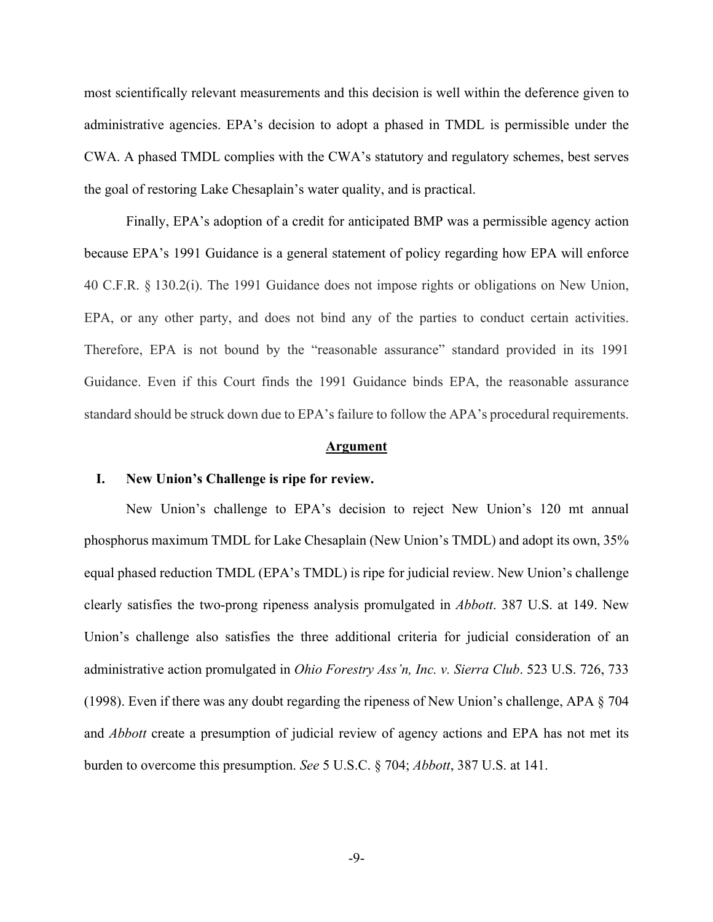most scientifically relevant measurements and this decision is well within the deference given to administrative agencies. EPA's decision to adopt a phased in TMDL is permissible under the CWA. A phased TMDL complies with the CWA's statutory and regulatory schemes, best serves the goal of restoring Lake Chesaplain's water quality, and is practical.

Finally, EPA's adoption of a credit for anticipated BMP was a permissible agency action because EPA's 1991 Guidance is a general statement of policy regarding how EPA will enforce 40 C.F.R. § 130.2(i). The 1991 Guidance does not impose rights or obligations on New Union, EPA, or any other party, and does not bind any of the parties to conduct certain activities. Therefore, EPA is not bound by the "reasonable assurance" standard provided in its 1991 Guidance. Even if this Court finds the 1991 Guidance binds EPA, the reasonable assurance standard should be struck down due to EPA's failure to follow the APA's procedural requirements.

## Argument

### I. New Union's Challenge is ripe for review.

New Union's challenge to EPA's decision to reject New Union's 120 mt annual phosphorus maximum TMDL for Lake Chesaplain (New Union's TMDL) and adopt its own, 35% equal phased reduction TMDL (EPA's TMDL) is ripe for judicial review. New Union's challenge clearly satisfies the two-prong ripeness analysis promulgated in *Abbott*. 387 U.S. at 149. New Union's challenge also satisfies the three additional criteria for judicial consideration of an administrative action promulgated in *Ohio Forestry Ass'n, Inc. v. Sierra Club*. 523 U.S. 726, 733 (1998). Even if there was any doubt regarding the ripeness of New Union's challenge, APA § 704 and *Abbott* create a presumption of judicial review of agency actions and EPA has not met its burden to overcome this presumption. *See* 5 U.S.C. § 704; *Abbott*, 387 U.S. at 141.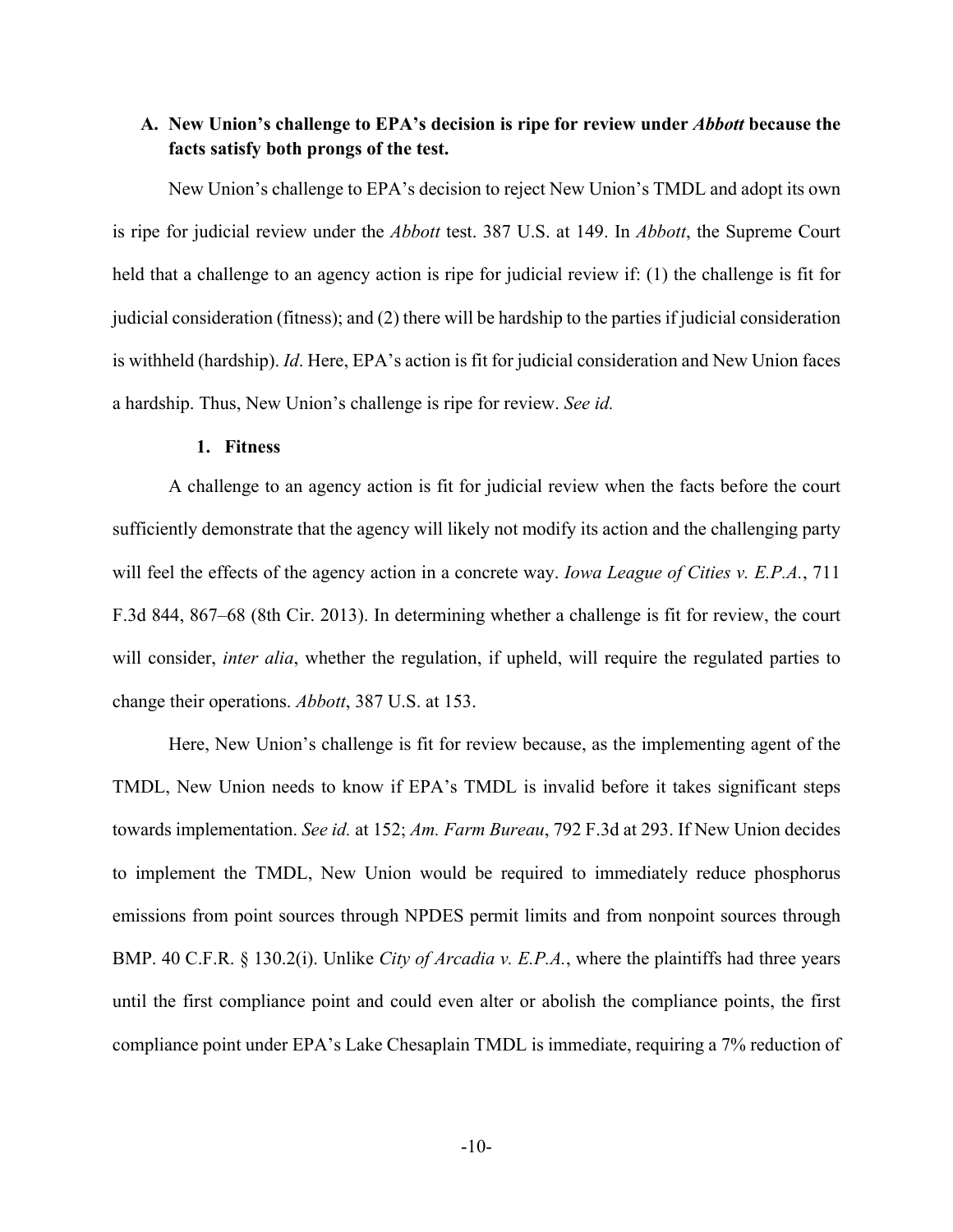### A. New Union's challenge to EPA's decision is ripe for review under *Abbott* because the facts satisfy both prongs of the test.

New Union's challenge to EPA's decision to reject New Union's TMDL and adopt its own is ripe for judicial review under the *Abbott* test. 387 U.S. at 149. In *Abbott*, the Supreme Court held that a challenge to an agency action is ripe for judicial review if: (1) the challenge is fit for judicial consideration (fitness); and (2) there will be hardship to the parties if judicial consideration is withheld (hardship). *Id*. Here, EPA's action is fit for judicial consideration and New Union faces a hardship. Thus, New Union's challenge is ripe for review. *See id.*

#### 1. Fitness

A challenge to an agency action is fit for judicial review when the facts before the court sufficiently demonstrate that the agency will likely not modify its action and the challenging party will feel the effects of the agency action in a concrete way. *Iowa League of Cities v. E.P.A.*, 711 F.3d 844, 867–68 (8th Cir. 2013). In determining whether a challenge is fit for review, the court will consider, *inter alia*, whether the regulation, if upheld, will require the regulated parties to change their operations. *Abbott*, 387 U.S. at 153.

Here, New Union's challenge is fit for review because, as the implementing agent of the TMDL, New Union needs to know if EPA's TMDL is invalid before it takes significant steps towards implementation. *See id.* at 152; *Am. Farm Bureau*, 792 F.3d at 293. If New Union decides to implement the TMDL, New Union would be required to immediately reduce phosphorus emissions from point sources through NPDES permit limits and from nonpoint sources through BMP. 40 C.F.R. § 130.2(i). Unlike *City of Arcadia v. E.P.A.*, where the plaintiffs had three years until the first compliance point and could even alter or abolish the compliance points, the first compliance point under EPA's Lake Chesaplain TMDL is immediate, requiring a 7% reduction of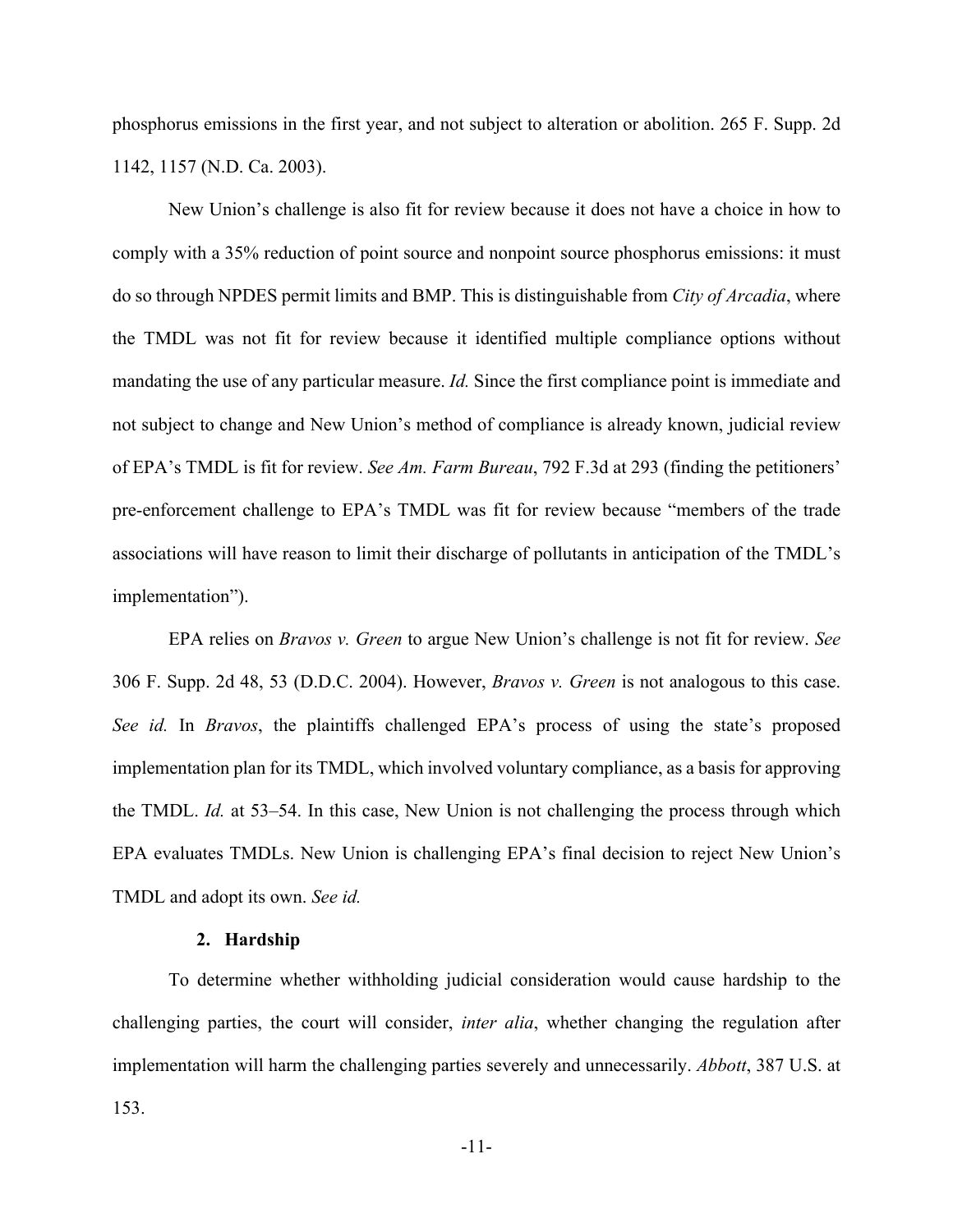phosphorus emissions in the first year, and not subject to alteration or abolition. 265 F. Supp. 2d 1142, 1157 (N.D. Ca. 2003).

New Union's challenge is also fit for review because it does not have a choice in how to comply with a 35% reduction of point source and nonpoint source phosphorus emissions: it must do so through NPDES permit limits and BMP. This is distinguishable from *City of Arcadia*, where the TMDL was not fit for review because it identified multiple compliance options without mandating the use of any particular measure. *Id.* Since the first compliance point is immediate and not subject to change and New Union's method of compliance is already known, judicial review of EPA's TMDL is fit for review. *See Am. Farm Bureau*, 792 F.3d at 293 (finding the petitioners' pre-enforcement challenge to EPA's TMDL was fit for review because "members of the trade associations will have reason to limit their discharge of pollutants in anticipation of the TMDL's implementation").

EPA relies on *Bravos v. Green* to argue New Union's challenge is not fit for review. *See* 306 F. Supp. 2d 48, 53 (D.D.C. 2004). However, *Bravos v. Green* is not analogous to this case. *See id.* In *Bravos*, the plaintiffs challenged EPA's process of using the state's proposed implementation plan for its TMDL, which involved voluntary compliance, as a basis for approving the TMDL. *Id.* at 53–54. In this case, New Union is not challenging the process through which EPA evaluates TMDLs. New Union is challenging EPA's final decision to reject New Union's TMDL and adopt its own. *See id.*

#### 2. Hardship

To determine whether withholding judicial consideration would cause hardship to the challenging parties, the court will consider, *inter alia*, whether changing the regulation after implementation will harm the challenging parties severely and unnecessarily. *Abbott*, 387 U.S. at 153.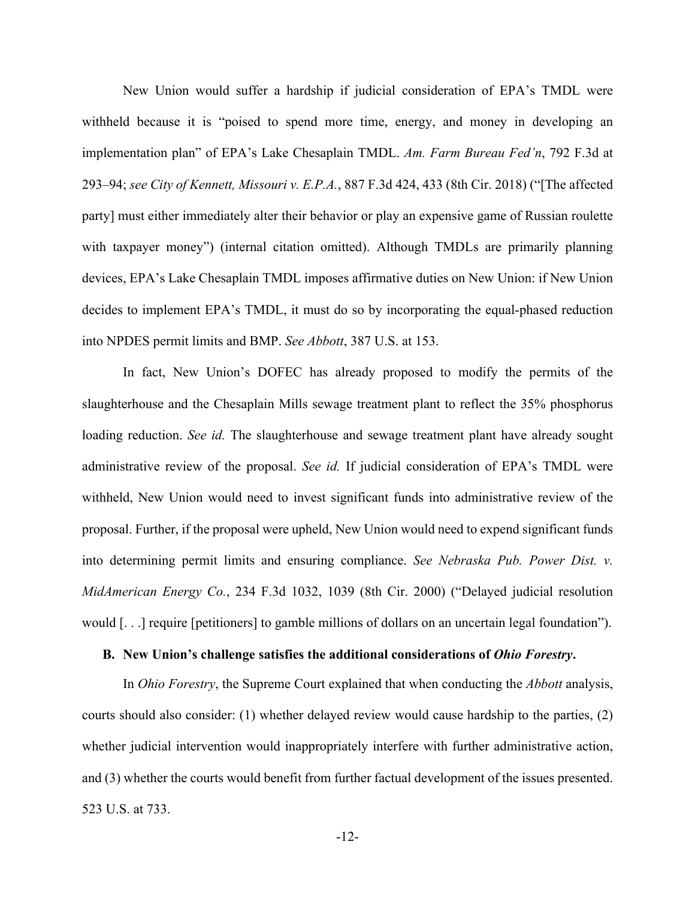New Union would suffer a hardship if judicial consideration of EPA's TMDL were withheld because it is "poised to spend more time, energy, and money in developing an implementation plan" of EPA's Lake Chesaplain TMDL. *Am. Farm Bureau Fed'n*, 792 F.3d at 293–94; *see City of Kennett, Missouri v. E.P.A.*, 887 F.3d 424, 433 (8th Cir. 2018) ("[The affected party] must either immediately alter their behavior or play an expensive game of Russian roulette with taxpayer money") (internal citation omitted). Although TMDLs are primarily planning devices, EPA's Lake Chesaplain TMDL imposes affirmative duties on New Union: if New Union decides to implement EPA's TMDL, it must do so by incorporating the equal-phased reduction into NPDES permit limits and BMP. *See Abbott*, 387 U.S. at 153.

In fact, New Union's DOFEC has already proposed to modify the permits of the slaughterhouse and the Chesaplain Mills sewage treatment plant to reflect the 35% phosphorus loading reduction. *See id.* The slaughterhouse and sewage treatment plant have already sought administrative review of the proposal. *See id.* If judicial consideration of EPA's TMDL were withheld, New Union would need to invest significant funds into administrative review of the proposal. Further, if the proposal were upheld, New Union would need to expend significant funds into determining permit limits and ensuring compliance. *See Nebraska Pub. Power Dist. v. MidAmerican Energy Co.*, 234 F.3d 1032, 1039 (8th Cir. 2000) ("Delayed judicial resolution would [. . .] require [petitioners] to gamble millions of dollars on an uncertain legal foundation").

### B. New Union's challenge satisfies the additional considerations of *Ohio Forestry*.

In *Ohio Forestry*, the Supreme Court explained that when conducting the *Abbott* analysis, courts should also consider: (1) whether delayed review would cause hardship to the parties, (2) whether judicial intervention would inappropriately interfere with further administrative action, and (3) whether the courts would benefit from further factual development of the issues presented. 523 U.S. at 733.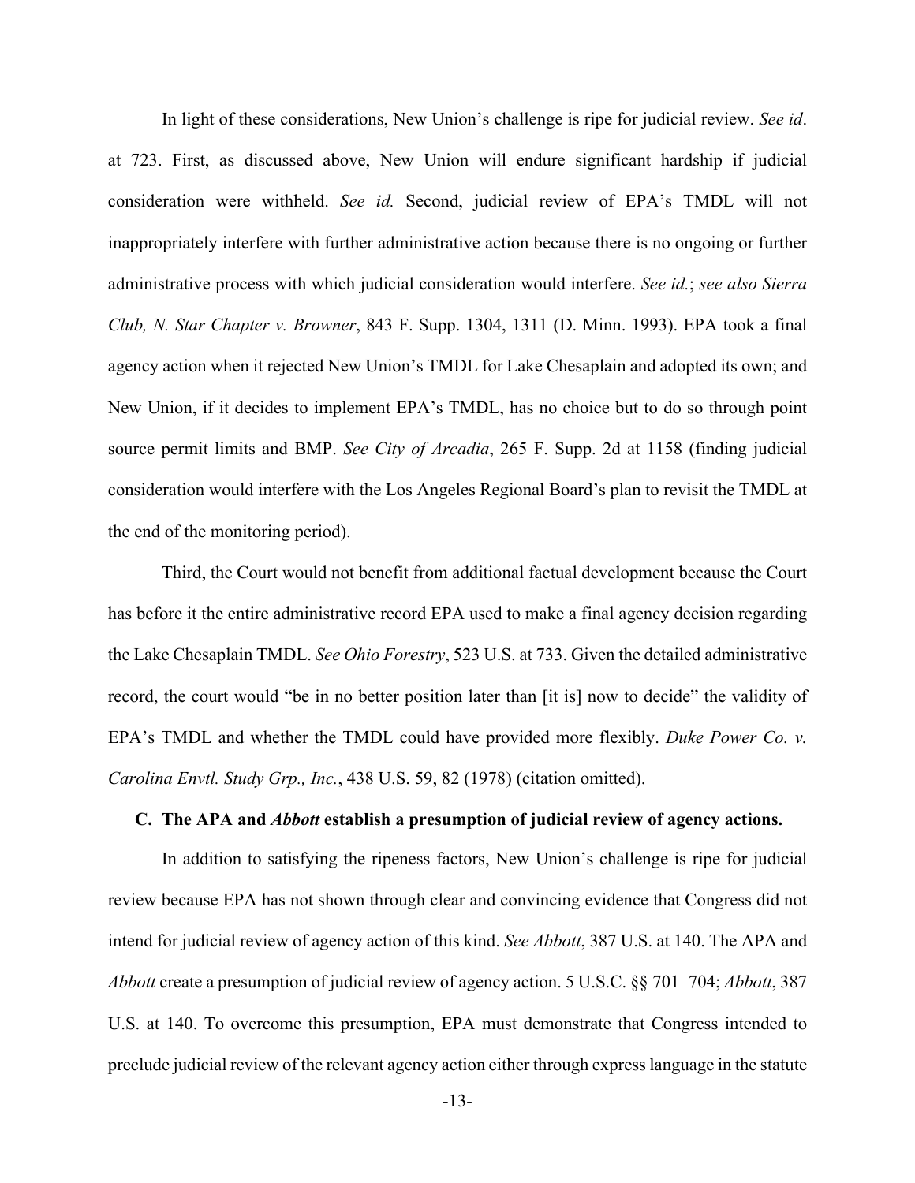In light of these considerations, New Union's challenge is ripe for judicial review. *See id*. at 723. First, as discussed above, New Union will endure significant hardship if judicial consideration were withheld. *See id.* Second, judicial review of EPA's TMDL will not inappropriately interfere with further administrative action because there is no ongoing or further administrative process with which judicial consideration would interfere. *See id.*; *see also Sierra Club, N. Star Chapter v. Browner*, 843 F. Supp. 1304, 1311 (D. Minn. 1993). EPA took a final agency action when it rejected New Union's TMDL for Lake Chesaplain and adopted its own; and New Union, if it decides to implement EPA's TMDL, has no choice but to do so through point source permit limits and BMP. *See City of Arcadia*, 265 F. Supp. 2d at 1158 (finding judicial consideration would interfere with the Los Angeles Regional Board's plan to revisit the TMDL at the end of the monitoring period).

Third, the Court would not benefit from additional factual development because the Court has before it the entire administrative record EPA used to make a final agency decision regarding the Lake Chesaplain TMDL. *See Ohio Forestry*, 523 U.S. at 733. Given the detailed administrative record, the court would "be in no better position later than [it is] now to decide" the validity of EPA's TMDL and whether the TMDL could have provided more flexibly. *Duke Power Co. v. Carolina Envtl. Study Grp., Inc.*, 438 U.S. 59, 82 (1978) (citation omitted).

### C. The APA and *Abbott* establish a presumption of judicial review of agency actions.

In addition to satisfying the ripeness factors, New Union's challenge is ripe for judicial review because EPA has not shown through clear and convincing evidence that Congress did not intend for judicial review of agency action of this kind. *See Abbott*, 387 U.S. at 140. The APA and *Abbott* create a presumption of judicial review of agency action. 5 U.S.C. §§ 701–704; *Abbott*, 387 U.S. at 140. To overcome this presumption, EPA must demonstrate that Congress intended to preclude judicial review of the relevant agency action either through express language in the statute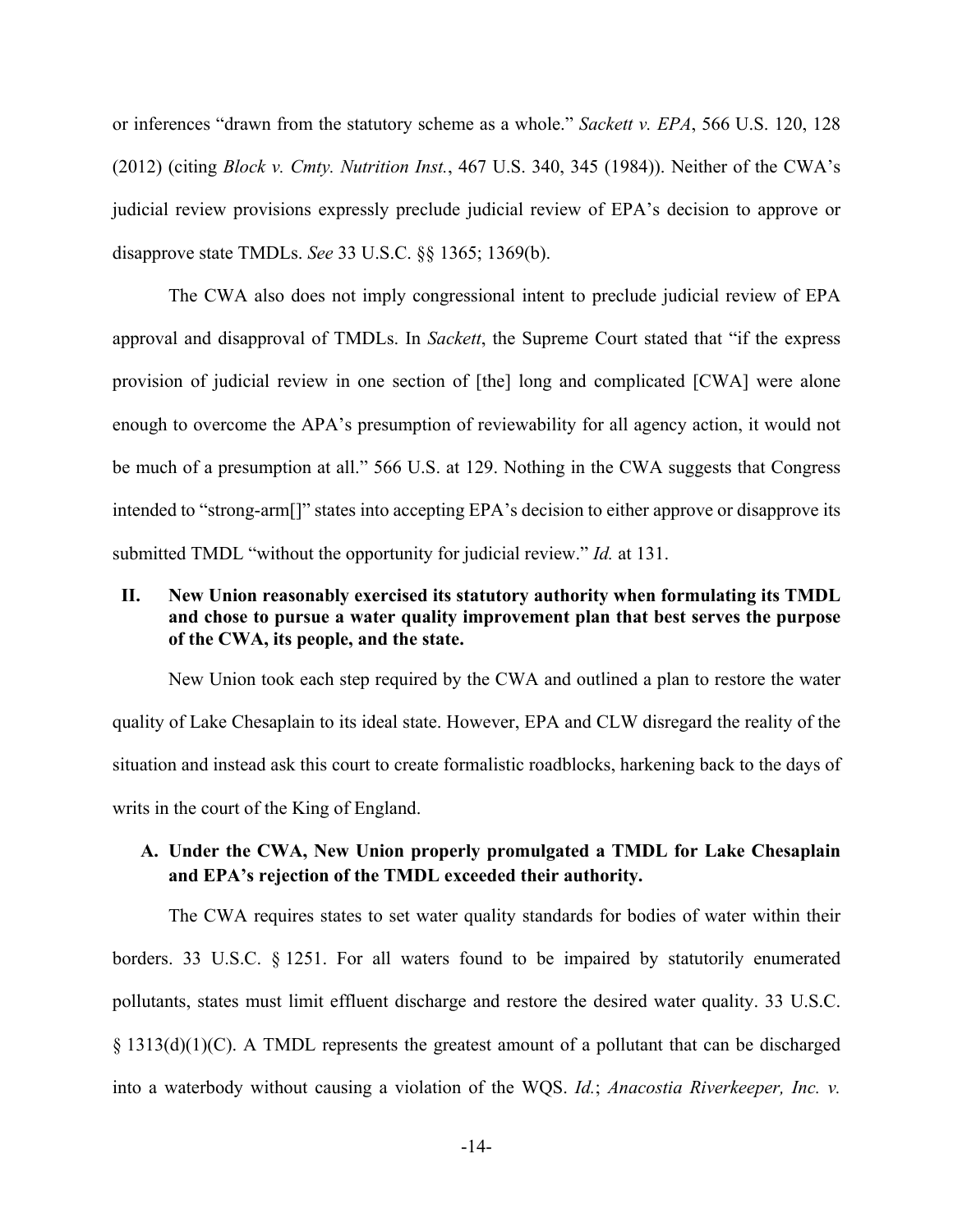or inferences "drawn from the statutory scheme as a whole." *Sackett v. EPA*, 566 U.S. 120, 128 (2012) (citing *Block v. Cmty. Nutrition Inst.*, 467 U.S. 340, 345 (1984)). Neither of the CWA's judicial review provisions expressly preclude judicial review of EPA's decision to approve or disapprove state TMDLs. *See* 33 U.S.C. §§ 1365; 1369(b).

The CWA also does not imply congressional intent to preclude judicial review of EPA approval and disapproval of TMDLs. In *Sackett*, the Supreme Court stated that "if the express provision of judicial review in one section of [the] long and complicated [CWA] were alone enough to overcome the APA's presumption of reviewability for all agency action, it would not be much of a presumption at all." 566 U.S. at 129. Nothing in the CWA suggests that Congress intended to "strong-arm[]" states into accepting EPA's decision to either approve or disapprove its submitted TMDL "without the opportunity for judicial review." *Id.* at 131.

## II. New Union reasonably exercised its statutory authority when formulating its TMDL and chose to pursue a water quality improvement plan that best serves the purpose of the CWA, its people, and the state.

New Union took each step required by the CWA and outlined a plan to restore the water quality of Lake Chesaplain to its ideal state. However, EPA and CLW disregard the reality of the situation and instead ask this court to create formalistic roadblocks, harkening back to the days of writs in the court of the King of England.

### A. Under the CWA, New Union properly promulgated a TMDL for Lake Chesaplain and EPA's rejection of the TMDL exceeded their authority.

The CWA requires states to set water quality standards for bodies of water within their borders. 33 U.S.C. § 1251. For all waters found to be impaired by statutorily enumerated pollutants, states must limit effluent discharge and restore the desired water quality. 33 U.S.C. § 1313(d)(1)(C). A TMDL represents the greatest amount of a pollutant that can be discharged into a waterbody without causing a violation of the WQS. *Id.*; *Anacostia Riverkeeper, Inc. v.*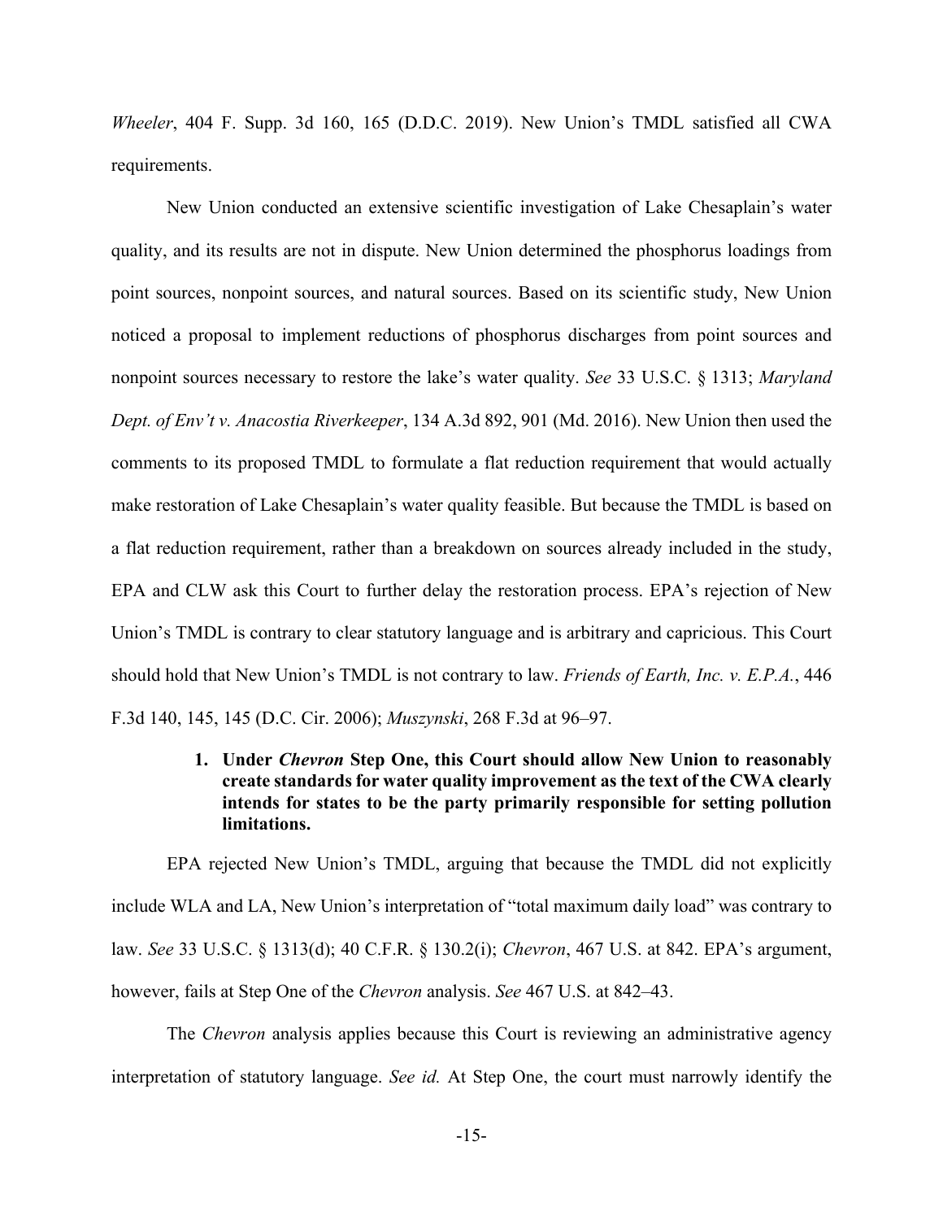*Wheeler*, 404 F. Supp. 3d 160, 165 (D.D.C. 2019). New Union's TMDL satisfied all CWA requirements.

New Union conducted an extensive scientific investigation of Lake Chesaplain's water quality, and its results are not in dispute. New Union determined the phosphorus loadings from point sources, nonpoint sources, and natural sources. Based on its scientific study, New Union noticed a proposal to implement reductions of phosphorus discharges from point sources and nonpoint sources necessary to restore the lake's water quality. *See* 33 U.S.C. § 1313; *Maryland Dept. of Env't v. Anacostia Riverkeeper*, 134 A.3d 892, 901 (Md. 2016). New Union then used the comments to its proposed TMDL to formulate a flat reduction requirement that would actually make restoration of Lake Chesaplain's water quality feasible. But because the TMDL is based on a flat reduction requirement, rather than a breakdown on sources already included in the study, EPA and CLW ask this Court to further delay the restoration process. EPA's rejection of New Union's TMDL is contrary to clear statutory language and is arbitrary and capricious. This Court should hold that New Union's TMDL is not contrary to law. *Friends of Earth, Inc. v. E.P.A.*, 446 F.3d 140, 145, 145 (D.C. Cir. 2006); *Muszynski*, 268 F.3d at 96–97.

### 1. Under *Chevron* Step One, this Court should allow New Union to reasonably create standards for water quality improvement as the text of the CWA clearly intends for states to be the party primarily responsible for setting pollution limitations.

EPA rejected New Union's TMDL, arguing that because the TMDL did not explicitly include WLA and LA, New Union's interpretation of "total maximum daily load" was contrary to law. *See* 33 U.S.C. § 1313(d); 40 C.F.R. § 130.2(i); *Chevron*, 467 U.S. at 842. EPA's argument, however, fails at Step One of the *Chevron* analysis. *See* 467 U.S. at 842–43.

The *Chevron* analysis applies because this Court is reviewing an administrative agency interpretation of statutory language. *See id.* At Step One, the court must narrowly identify the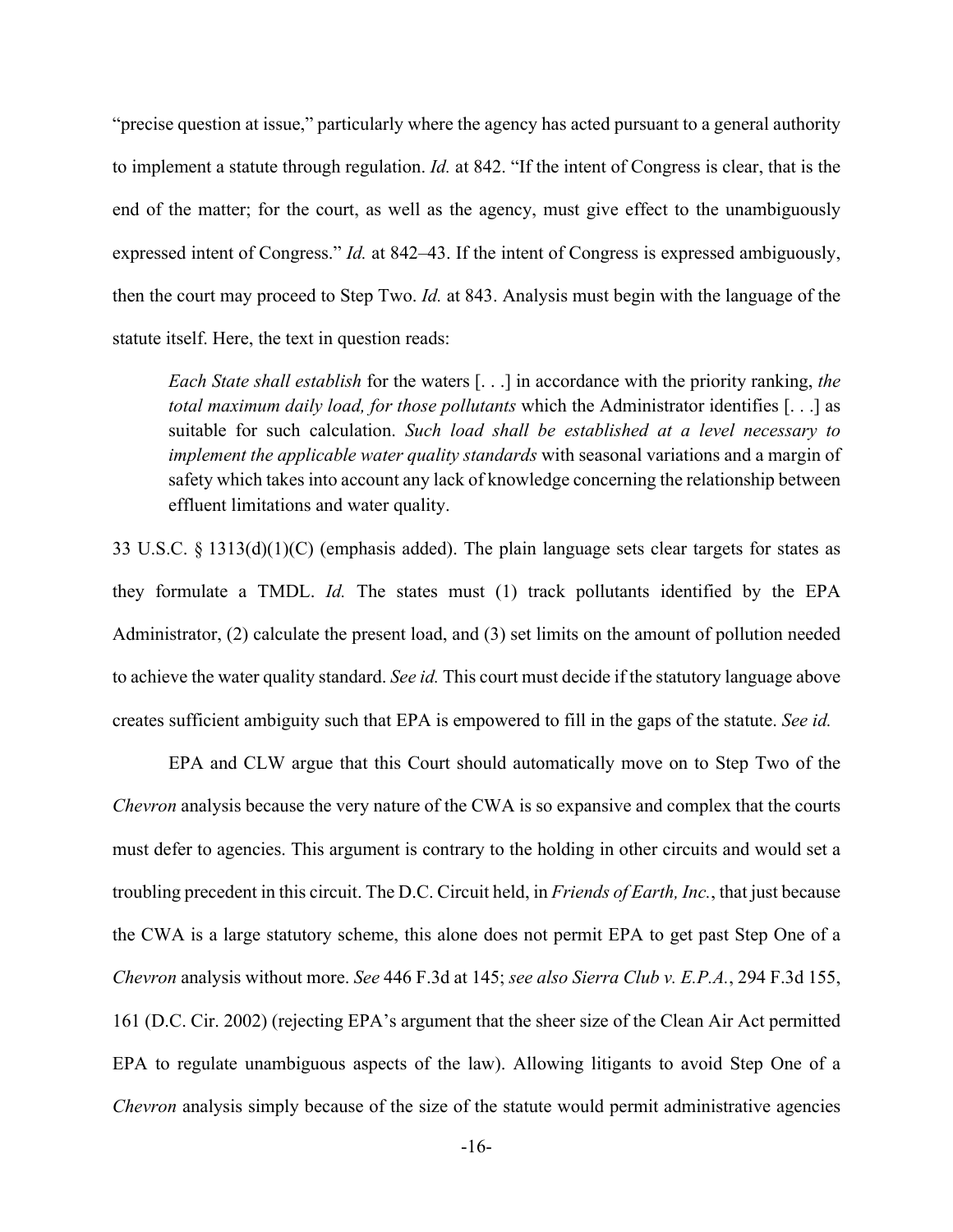"precise question at issue," particularly where the agency has acted pursuant to a general authority to implement a statute through regulation. *Id.* at 842. "If the intent of Congress is clear, that is the end of the matter; for the court, as well as the agency, must give effect to the unambiguously expressed intent of Congress." *Id.* at 842–43. If the intent of Congress is expressed ambiguously, then the court may proceed to Step Two. *Id.* at 843. Analysis must begin with the language of the statute itself. Here, the text in question reads:

> *Each State shall establish* for the waters [. . .] in accordance with the priority ranking, *the total maximum daily load, for those pollutants* which the Administrator identifies [. . .] as suitable for such calculation. *Such load shall be established at a level necessary to implement the applicable water quality standards* with seasonal variations and a margin of safety which takes into account any lack of knowledge concerning the relationship between effluent limitations and water quality.

33 U.S.C. § 1313(d)(1)(C) (emphasis added). The plain language sets clear targets for states as they formulate a TMDL. *Id.* The states must (1) track pollutants identified by the EPA Administrator, (2) calculate the present load, and (3) set limits on the amount of pollution needed to achieve the water quality standard. *See id.* This court must decide if the statutory language above creates sufficient ambiguity such that EPA is empowered to fill in the gaps of the statute. *See id.*

EPA and CLW argue that this Court should automatically move on to Step Two of the *Chevron* analysis because the very nature of the CWA is so expansive and complex that the courts must defer to agencies. This argument is contrary to the holding in other circuits and would set a troubling precedent in this circuit. The D.C. Circuit held, in *Friends of Earth, Inc.*, that just because the CWA is a large statutory scheme, this alone does not permit EPA to get past Step One of a *Chevron* analysis without more. *See* 446 F.3d at 145; *see also Sierra Club v. E.P.A.*, 294 F.3d 155, 161 (D.C. Cir. 2002) (rejecting EPA's argument that the sheer size of the Clean Air Act permitted EPA to regulate unambiguous aspects of the law). Allowing litigants to avoid Step One of a *Chevron* analysis simply because of the size of the statute would permit administrative agencies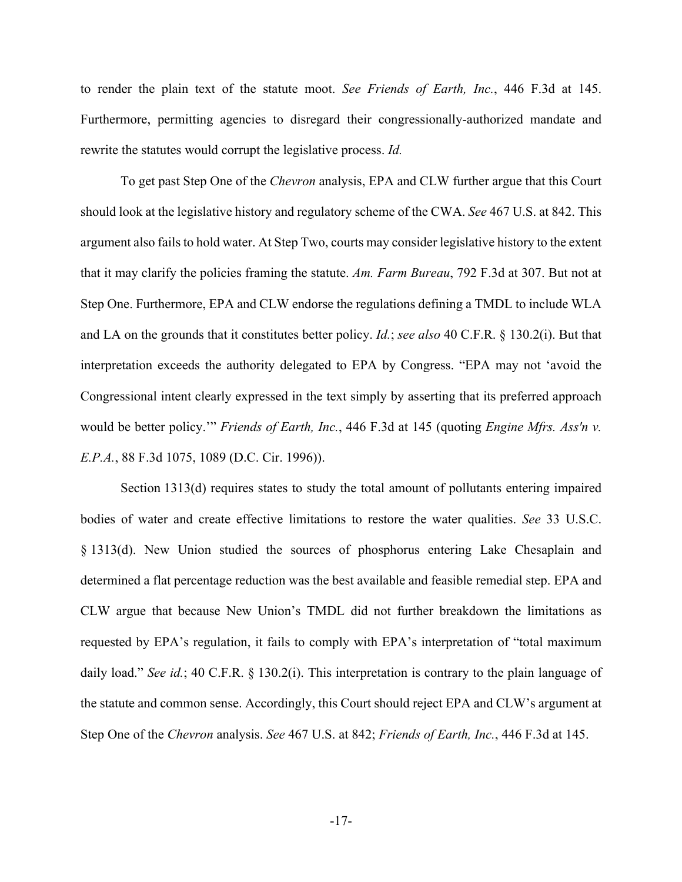to render the plain text of the statute moot. *See Friends of Earth, Inc.*, 446 F.3d at 145. Furthermore, permitting agencies to disregard their congressionally-authorized mandate and rewrite the statutes would corrupt the legislative process. *Id.*

To get past Step One of the *Chevron* analysis, EPA and CLW further argue that this Court should look at the legislative history and regulatory scheme of the CWA. *See* 467 U.S. at 842. This argument also fails to hold water. At Step Two, courts may consider legislative history to the extent that it may clarify the policies framing the statute. *Am. Farm Bureau*, 792 F.3d at 307. But not at Step One. Furthermore, EPA and CLW endorse the regulations defining a TMDL to include WLA and LA on the grounds that it constitutes better policy. *Id.*; *see also* 40 C.F.R. § 130.2(i). But that interpretation exceeds the authority delegated to EPA by Congress. "EPA may not 'avoid the Congressional intent clearly expressed in the text simply by asserting that its preferred approach would be better policy.'" *Friends of Earth, Inc.*, 446 F.3d at 145 (quoting *Engine Mfrs. Ass'n v. E.P.A.*, 88 F.3d 1075, 1089 (D.C. Cir. 1996)).

Section 1313(d) requires states to study the total amount of pollutants entering impaired bodies of water and create effective limitations to restore the water qualities. *See* 33 U.S.C. § 1313(d). New Union studied the sources of phosphorus entering Lake Chesaplain and determined a flat percentage reduction was the best available and feasible remedial step. EPA and CLW argue that because New Union's TMDL did not further breakdown the limitations as requested by EPA's regulation, it fails to comply with EPA's interpretation of "total maximum daily load." *See id.*; 40 C.F.R. § 130.2(i). This interpretation is contrary to the plain language of the statute and common sense. Accordingly, this Court should reject EPA and CLW's argument at Step One of the *Chevron* analysis. *See* 467 U.S. at 842; *Friends of Earth, Inc.*, 446 F.3d at 145.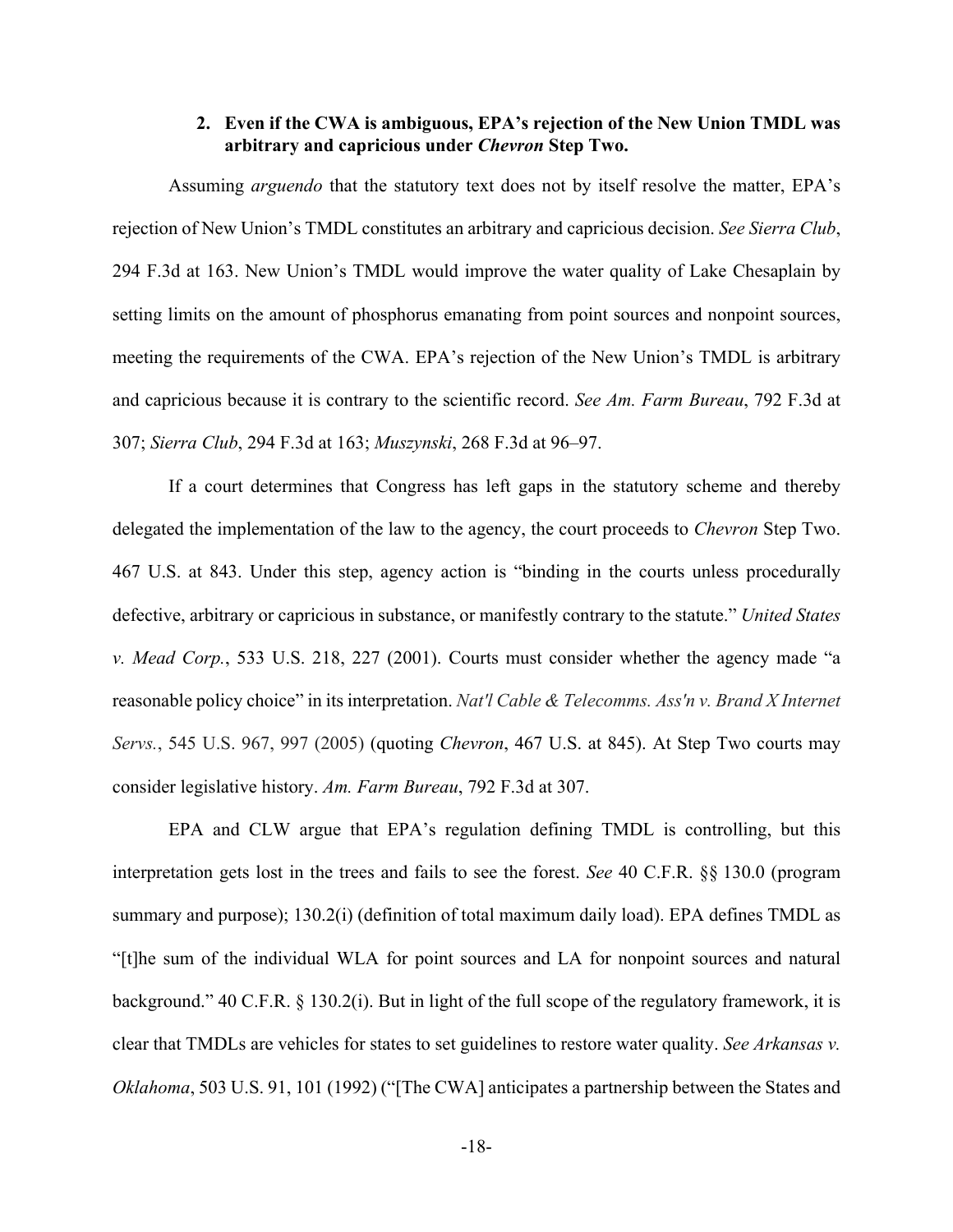### 2. Even if the CWA is ambiguous, EPA's rejection of the New Union TMDL was arbitrary and capricious under *Chevron* Step Two.

Assuming *arguendo* that the statutory text does not by itself resolve the matter, EPA's rejection of New Union's TMDL constitutes an arbitrary and capricious decision. *See Sierra Club*, 294 F.3d at 163. New Union's TMDL would improve the water quality of Lake Chesaplain by setting limits on the amount of phosphorus emanating from point sources and nonpoint sources, meeting the requirements of the CWA. EPA's rejection of the New Union's TMDL is arbitrary and capricious because it is contrary to the scientific record. *See Am. Farm Bureau*, 792 F.3d at 307; *Sierra Club*, 294 F.3d at 163; *Muszynski*, 268 F.3d at 96–97.

If a court determines that Congress has left gaps in the statutory scheme and thereby delegated the implementation of the law to the agency, the court proceeds to *Chevron* Step Two. 467 U.S. at 843. Under this step, agency action is "binding in the courts unless procedurally defective, arbitrary or capricious in substance, or manifestly contrary to the statute." *United States v. Mead Corp.*, 533 U.S. 218, 227 (2001). Courts must consider whether the agency made "a reasonable policy choice" in its interpretation. *Nat'l Cable & Telecomms. Ass'n v. Brand X Internet Servs.*, 545 U.S. 967, 997 (2005) (quoting *Chevron*, 467 U.S. at 845). At Step Two courts may consider legislative history. *Am. Farm Bureau*, 792 F.3d at 307.

EPA and CLW argue that EPA's regulation defining TMDL is controlling, but this interpretation gets lost in the trees and fails to see the forest. *See* 40 C.F.R. §§ 130.0 (program summary and purpose); 130.2(i) (definition of total maximum daily load). EPA defines TMDL as "[t]he sum of the individual WLA for point sources and LA for nonpoint sources and natural background." 40 C.F.R. § 130.2(i). But in light of the full scope of the regulatory framework, it is clear that TMDLs are vehicles for states to set guidelines to restore water quality. *See Arkansas v. Oklahoma*, 503 U.S. 91, 101 (1992) ("[The CWA] anticipates a partnership between the States and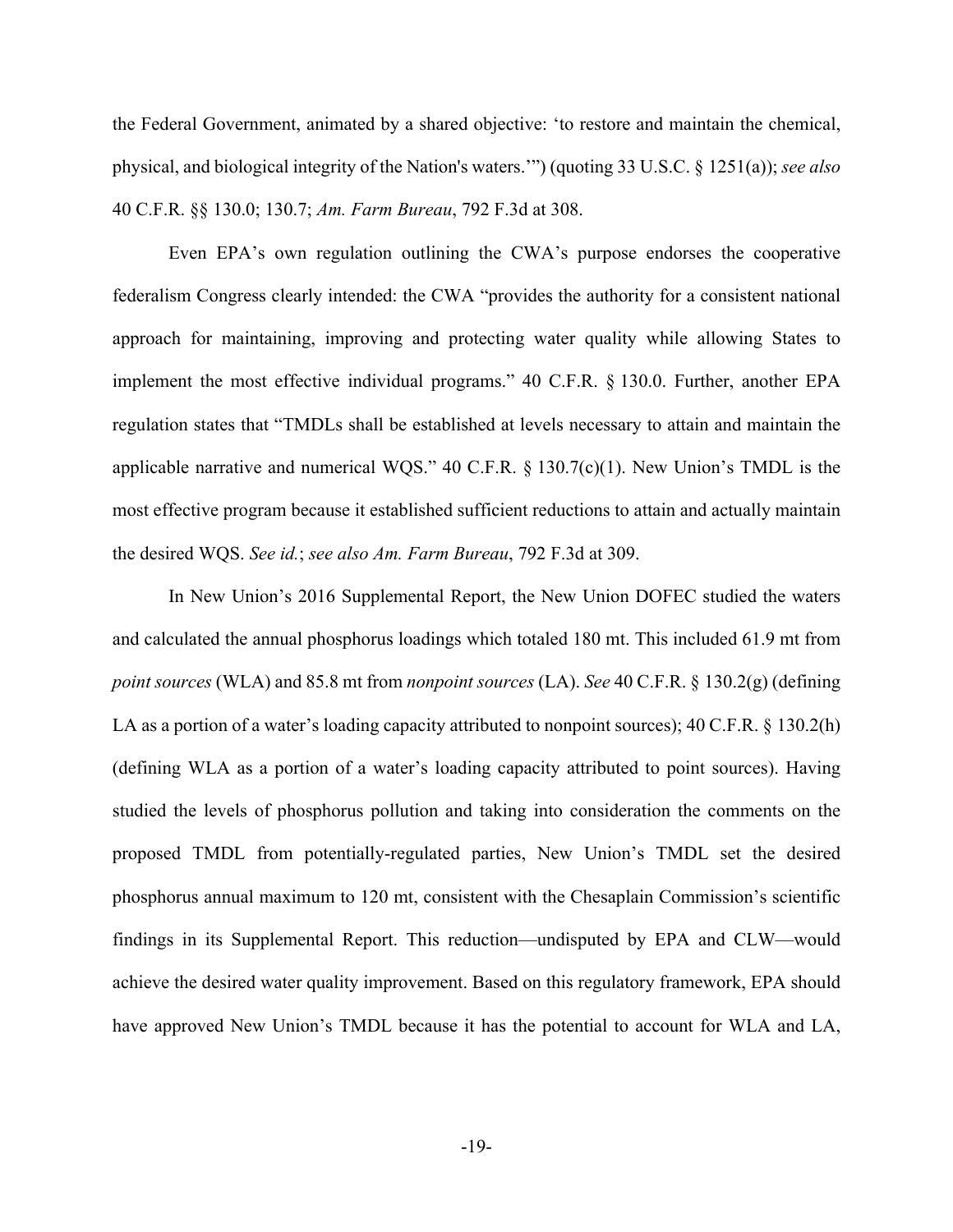the Federal Government, animated by a shared objective: 'to restore and maintain the chemical, physical, and biological integrity of the Nation's waters.'") (quoting 33 U.S.C. § 1251(a)); *see also* 40 C.F.R. §§ 130.0; 130.7; *Am. Farm Bureau*, 792 F.3d at 308.

Even EPA's own regulation outlining the CWA's purpose endorses the cooperative federalism Congress clearly intended: the CWA "provides the authority for a consistent national approach for maintaining, improving and protecting water quality while allowing States to implement the most effective individual programs." 40 C.F.R. § 130.0. Further, another EPA regulation states that "TMDLs shall be established at levels necessary to attain and maintain the applicable narrative and numerical WQS." 40 C.F.R. § 130.7(c)(1). New Union's TMDL is the most effective program because it established sufficient reductions to attain and actually maintain the desired WQS. *See id.*; *see also Am. Farm Bureau*, 792 F.3d at 309.

In New Union's 2016 Supplemental Report, the New Union DOFEC studied the waters and calculated the annual phosphorus loadings which totaled 180 mt. This included 61.9 mt from *point sources* (WLA) and 85.8 mt from *nonpoint sources* (LA). *See* 40 C.F.R. § 130.2(g) (defining LA as a portion of a water's loading capacity attributed to nonpoint sources); 40 C.F.R. § 130.2(h) (defining WLA as a portion of a water's loading capacity attributed to point sources). Having studied the levels of phosphorus pollution and taking into consideration the comments on the proposed TMDL from potentially-regulated parties, New Union's TMDL set the desired phosphorus annual maximum to 120 mt, consistent with the Chesaplain Commission's scientific findings in its Supplemental Report. This reduction—undisputed by EPA and CLW—would achieve the desired water quality improvement. Based on this regulatory framework, EPA should have approved New Union's TMDL because it has the potential to account for WLA and LA,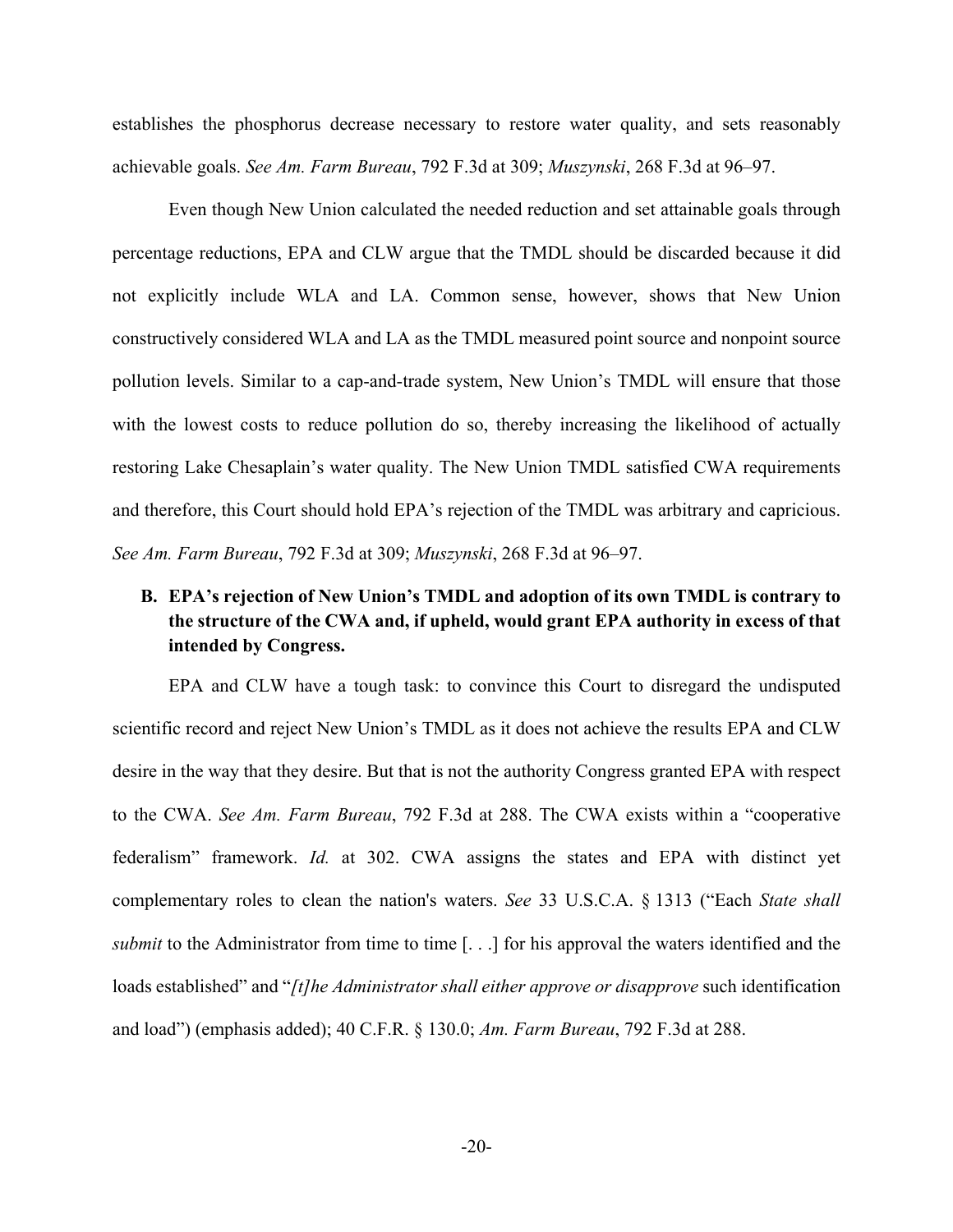establishes the phosphorus decrease necessary to restore water quality, and sets reasonably achievable goals. *See Am. Farm Bureau*, 792 F.3d at 309; *Muszynski*, 268 F.3d at 96–97.

Even though New Union calculated the needed reduction and set attainable goals through percentage reductions, EPA and CLW argue that the TMDL should be discarded because it did not explicitly include WLA and LA. Common sense, however, shows that New Union constructively considered WLA and LA as the TMDL measured point source and nonpoint source pollution levels. Similar to a cap-and-trade system, New Union's TMDL will ensure that those with the lowest costs to reduce pollution do so, thereby increasing the likelihood of actually restoring Lake Chesaplain's water quality. The New Union TMDL satisfied CWA requirements and therefore, this Court should hold EPA's rejection of the TMDL was arbitrary and capricious. *See Am. Farm Bureau*, 792 F.3d at 309; *Muszynski*, 268 F.3d at 96–97.

### B. EPA's rejection of New Union's TMDL and adoption of its own TMDL is contrary to the structure of the CWA and, if upheld, would grant EPA authority in excess of that intended by Congress.

EPA and CLW have a tough task: to convince this Court to disregard the undisputed scientific record and reject New Union's TMDL as it does not achieve the results EPA and CLW desire in the way that they desire. But that is not the authority Congress granted EPA with respect to the CWA. *See Am. Farm Bureau*, 792 F.3d at 288. The CWA exists within a "cooperative federalism" framework. *Id.* at 302. CWA assigns the states and EPA with distinct yet complementary roles to clean the nation's waters. *See* 33 U.S.C.A. § 1313 ("Each *State shall submit* to the Administrator from time to time [. . .] for his approval the waters identified and the loads established" and "*[t]he Administrator shall either approve or disapprove* such identification and load") (emphasis added); 40 C.F.R. § 130.0; *Am. Farm Bureau*, 792 F.3d at 288.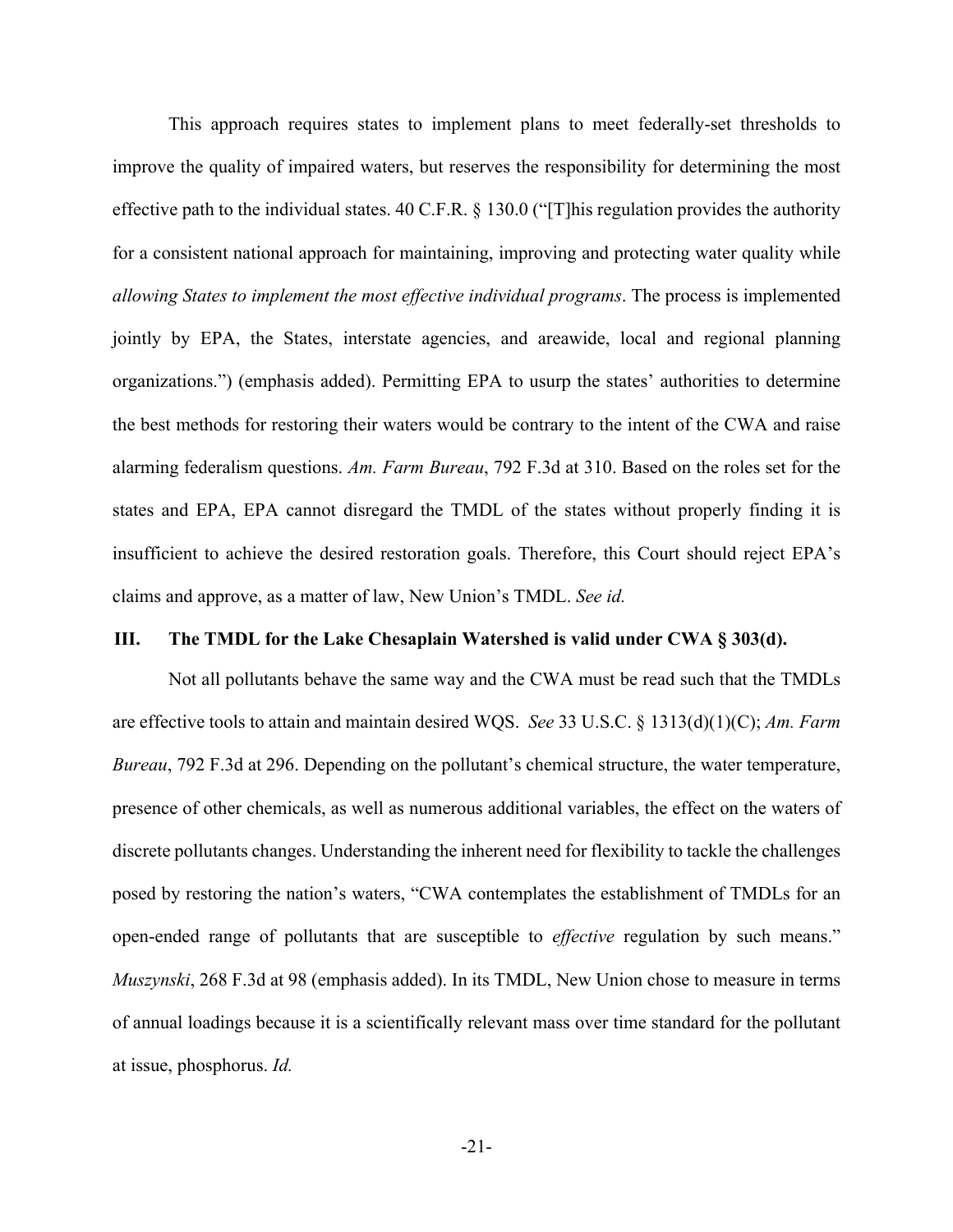This approach requires states to implement plans to meet federally-set thresholds to improve the quality of impaired waters, but reserves the responsibility for determining the most effective path to the individual states. 40 C.F.R. § 130.0 ("[T]his regulation provides the authority for a consistent national approach for maintaining, improving and protecting water quality while *allowing States to implement the most effective individual programs*. The process is implemented jointly by EPA, the States, interstate agencies, and areawide, local and regional planning organizations.") (emphasis added). Permitting EPA to usurp the states' authorities to determine the best methods for restoring their waters would be contrary to the intent of the CWA and raise alarming federalism questions. *Am. Farm Bureau*, 792 F.3d at 310. Based on the roles set for the states and EPA, EPA cannot disregard the TMDL of the states without properly finding it is insufficient to achieve the desired restoration goals. Therefore, this Court should reject EPA's claims and approve, as a matter of law, New Union's TMDL. *See id.*

## III. The TMDL for the Lake Chesaplain Watershed is valid under CWA § 303(d).

Not all pollutants behave the same way and the CWA must be read such that the TMDLs are effective tools to attain and maintain desired WQS. *See* 33 U.S.C. § 1313(d)(1)(C); *Am. Farm Bureau*, 792 F.3d at 296. Depending on the pollutant's chemical structure, the water temperature, presence of other chemicals, as well as numerous additional variables, the effect on the waters of discrete pollutants changes. Understanding the inherent need for flexibility to tackle the challenges posed by restoring the nation's waters, "CWA contemplates the establishment of TMDLs for an open-ended range of pollutants that are susceptible to *effective* regulation by such means." *Muszynski*, 268 F.3d at 98 (emphasis added). In its TMDL, New Union chose to measure in terms of annual loadings because it is a scientifically relevant mass over time standard for the pollutant at issue, phosphorus. *Id.*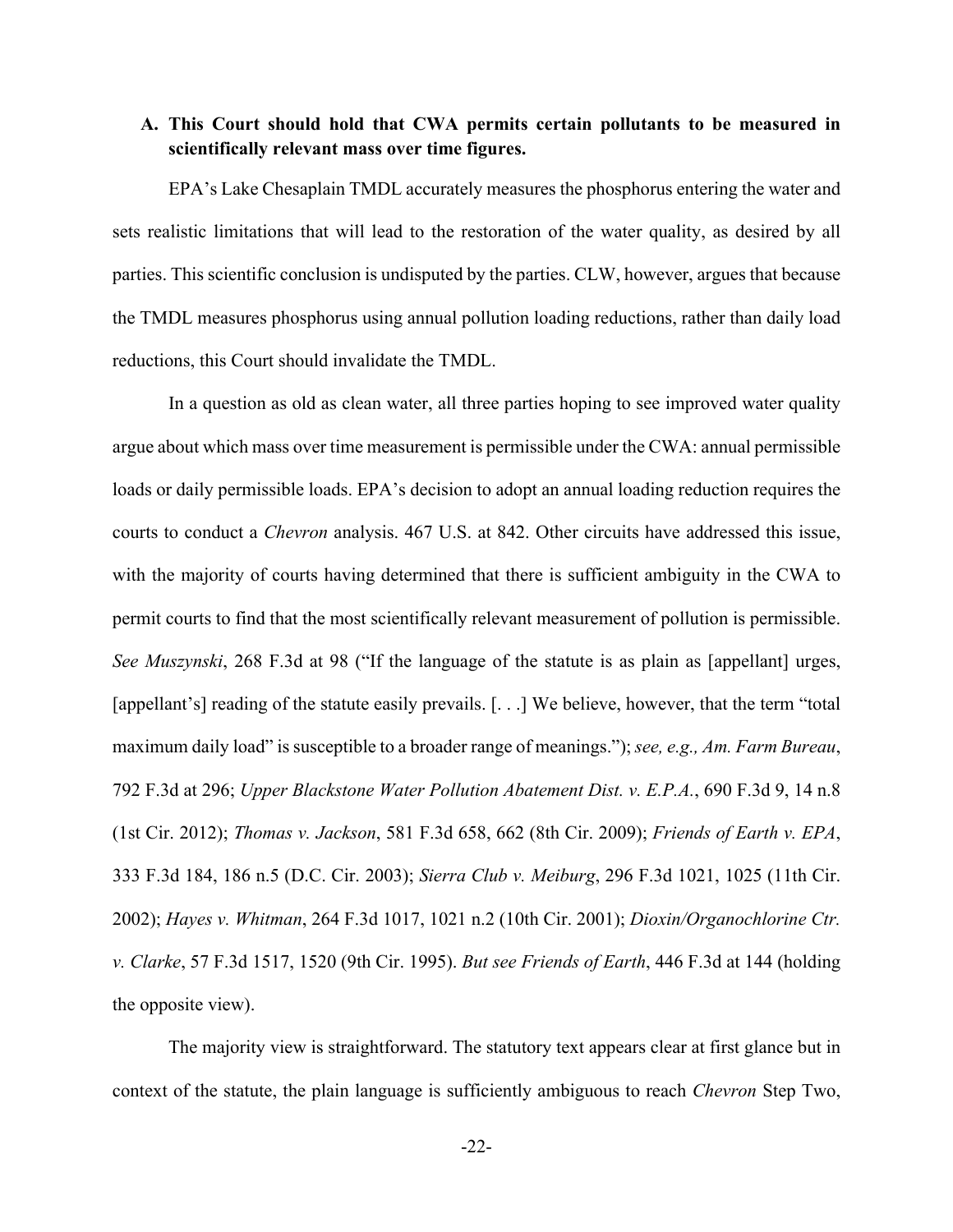### A. This Court should hold that CWA permits certain pollutants to be measured in scientifically relevant mass over time figures.

EPA's Lake Chesaplain TMDL accurately measures the phosphorus entering the water and sets realistic limitations that will lead to the restoration of the water quality, as desired by all parties. This scientific conclusion is undisputed by the parties. CLW, however, argues that because the TMDL measures phosphorus using annual pollution loading reductions, rather than daily load reductions, this Court should invalidate the TMDL.

In a question as old as clean water, all three parties hoping to see improved water quality argue about which mass over time measurement is permissible under the CWA: annual permissible loads or daily permissible loads. EPA's decision to adopt an annual loading reduction requires the courts to conduct a *Chevron* analysis. 467 U.S. at 842. Other circuits have addressed this issue, with the majority of courts having determined that there is sufficient ambiguity in the CWA to permit courts to find that the most scientifically relevant measurement of pollution is permissible. *See Muszynski*, 268 F.3d at 98 ("If the language of the statute is as plain as [appellant] urges, [appellant's] reading of the statute easily prevails. [. . .] We believe, however, that the term "total maximum daily load" is susceptible to a broader range of meanings."); *see, e.g., Am. Farm Bureau*, 792 F.3d at 296; *Upper Blackstone Water Pollution Abatement Dist. v. E.P.A.*, 690 F.3d 9, 14 n.8 (1st Cir. 2012); *Thomas v. Jackson*, 581 F.3d 658, 662 (8th Cir. 2009); *Friends of Earth v. EPA*, 333 F.3d 184, 186 n.5 (D.C. Cir. 2003); *Sierra Club v. Meiburg*, 296 F.3d 1021, 1025 (11th Cir. 2002); *Hayes v. Whitman*, 264 F.3d 1017, 1021 n.2 (10th Cir. 2001); *Dioxin/Organochlorine Ctr. v. Clarke*, 57 F.3d 1517, 1520 (9th Cir. 1995). *But see Friends of Earth*, 446 F.3d at 144 (holding the opposite view).

The majority view is straightforward. The statutory text appears clear at first glance but in context of the statute, the plain language is sufficiently ambiguous to reach *Chevron* Step Two,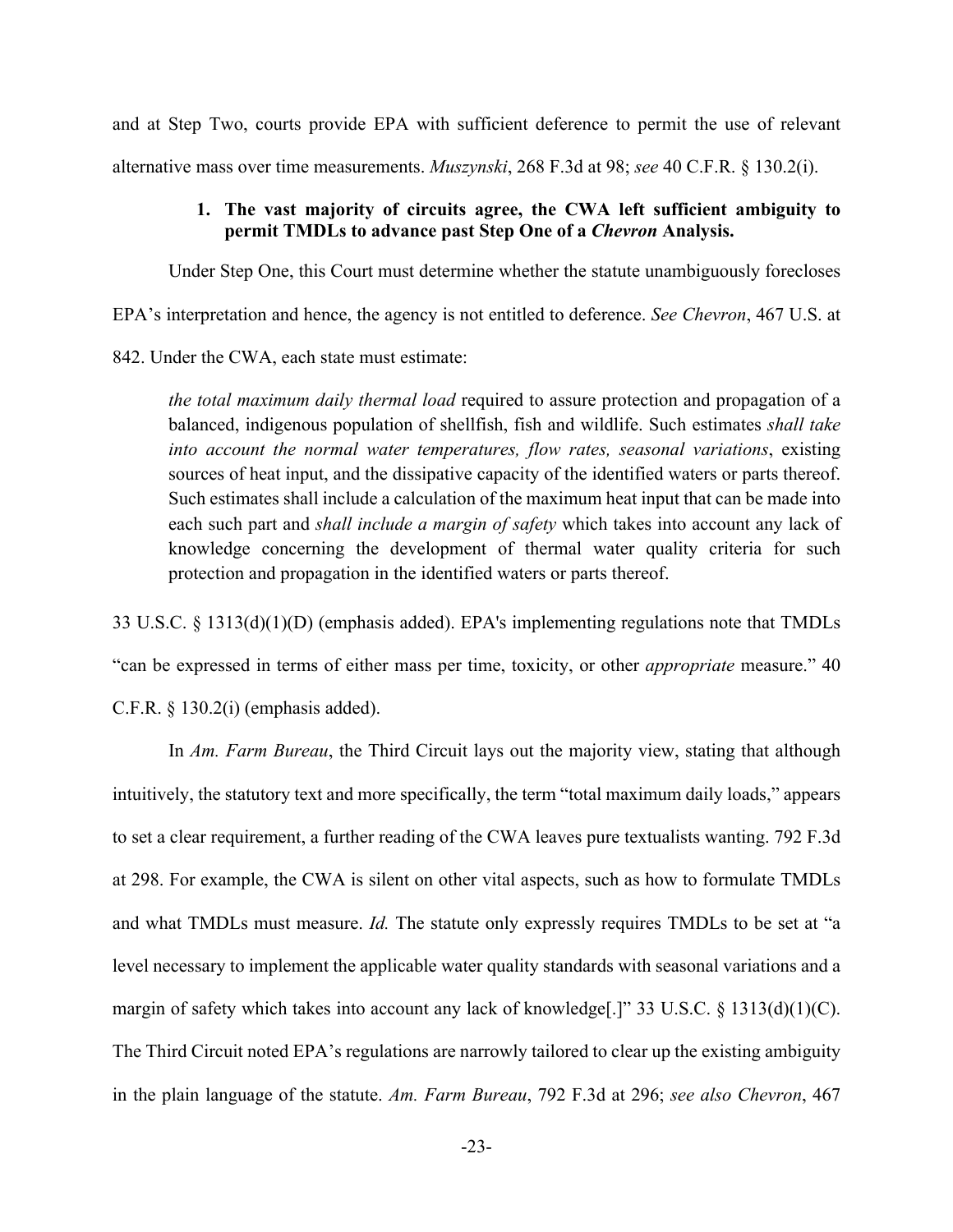and at Step Two, courts provide EPA with sufficient deference to permit the use of relevant alternative mass over time measurements. *Muszynski*, 268 F.3d at 98; *see* 40 C.F.R. § 130.2(i).

### 1. The vast majority of circuits agree, the CWA left sufficient ambiguity to permit TMDLs to advance past Step One of a *Chevron* Analysis.

Under Step One, this Court must determine whether the statute unambiguously forecloses EPA's interpretation and hence, the agency is not entitled to deference. *See Chevron*, 467 U.S. at 842. Under the CWA, each state must estimate:

> *the total maximum daily thermal load* required to assure protection and propagation of a balanced, indigenous population of shellfish, fish and wildlife. Such estimates *shall take into account the normal water temperatures, flow rates, seasonal variations*, existing sources of heat input, and the dissipative capacity of the identified waters or parts thereof. Such estimates shall include a calculation of the maximum heat input that can be made into each such part and *shall include a margin of safety* which takes into account any lack of knowledge concerning the development of thermal water quality criteria for such protection and propagation in the identified waters or parts thereof.

33 U.S.C. § 1313(d)(1)(D) (emphasis added). EPA's implementing regulations note that TMDLs "can be expressed in terms of either mass per time, toxicity, or other *appropriate* measure." 40 C.F.R. § 130.2(i) (emphasis added).

In *Am. Farm Bureau*, the Third Circuit lays out the majority view, stating that although intuitively, the statutory text and more specifically, the term "total maximum daily loads," appears to set a clear requirement, a further reading of the CWA leaves pure textualists wanting. 792 F.3d at 298. For example, the CWA is silent on other vital aspects, such as how to formulate TMDLs and what TMDLs must measure. *Id.* The statute only expressly requires TMDLs to be set at "a level necessary to implement the applicable water quality standards with seasonal variations and a margin of safety which takes into account any lack of knowledge[.]" 33 U.S.C. § 1313(d)(1)(C). The Third Circuit noted EPA's regulations are narrowly tailored to clear up the existing ambiguity in the plain language of the statute. *Am. Farm Bureau*, 792 F.3d at 296; *see also Chevron*, 467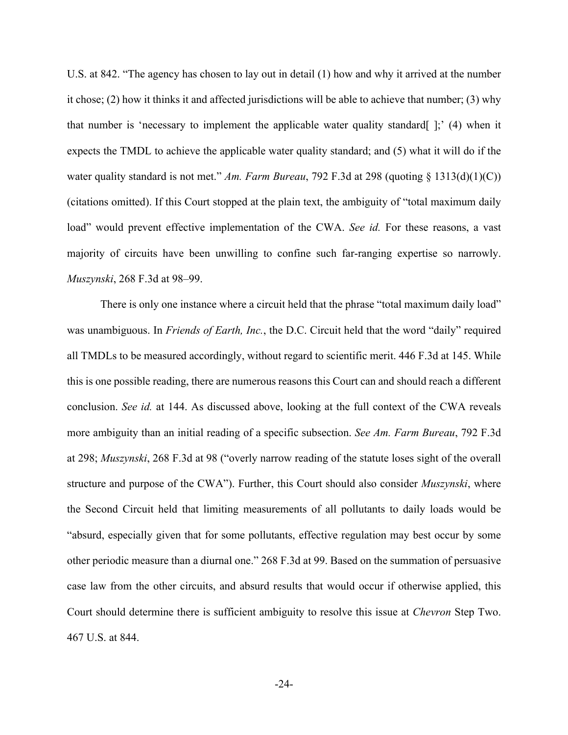U.S. at 842. "The agency has chosen to lay out in detail (1) how and why it arrived at the number it chose; (2) how it thinks it and affected jurisdictions will be able to achieve that number; (3) why that number is 'necessary to implement the applicable water quality standard[ ];' (4) when it expects the TMDL to achieve the applicable water quality standard; and (5) what it will do if the water quality standard is not met." *Am. Farm Bureau*, 792 F.3d at 298 (quoting § 1313(d)(1)(C)) (citations omitted). If this Court stopped at the plain text, the ambiguity of "total maximum daily load" would prevent effective implementation of the CWA. *See id.* For these reasons, a vast majority of circuits have been unwilling to confine such far-ranging expertise so narrowly. *Muszynski*, 268 F.3d at 98–99.

There is only one instance where a circuit held that the phrase "total maximum daily load" was unambiguous. In *Friends of Earth, Inc.*, the D.C. Circuit held that the word "daily" required all TMDLs to be measured accordingly, without regard to scientific merit. 446 F.3d at 145. While this is one possible reading, there are numerous reasons this Court can and should reach a different conclusion. *See id.* at 144. As discussed above, looking at the full context of the CWA reveals more ambiguity than an initial reading of a specific subsection. *See Am. Farm Bureau*, 792 F.3d at 298; *Muszynski*, 268 F.3d at 98 ("overly narrow reading of the statute loses sight of the overall structure and purpose of the CWA"). Further, this Court should also consider *Muszynski*, where the Second Circuit held that limiting measurements of all pollutants to daily loads would be "absurd, especially given that for some pollutants, effective regulation may best occur by some other periodic measure than a diurnal one." 268 F.3d at 99. Based on the summation of persuasive case law from the other circuits, and absurd results that would occur if otherwise applied, this Court should determine there is sufficient ambiguity to resolve this issue at *Chevron* Step Two. 467 U.S. at 844.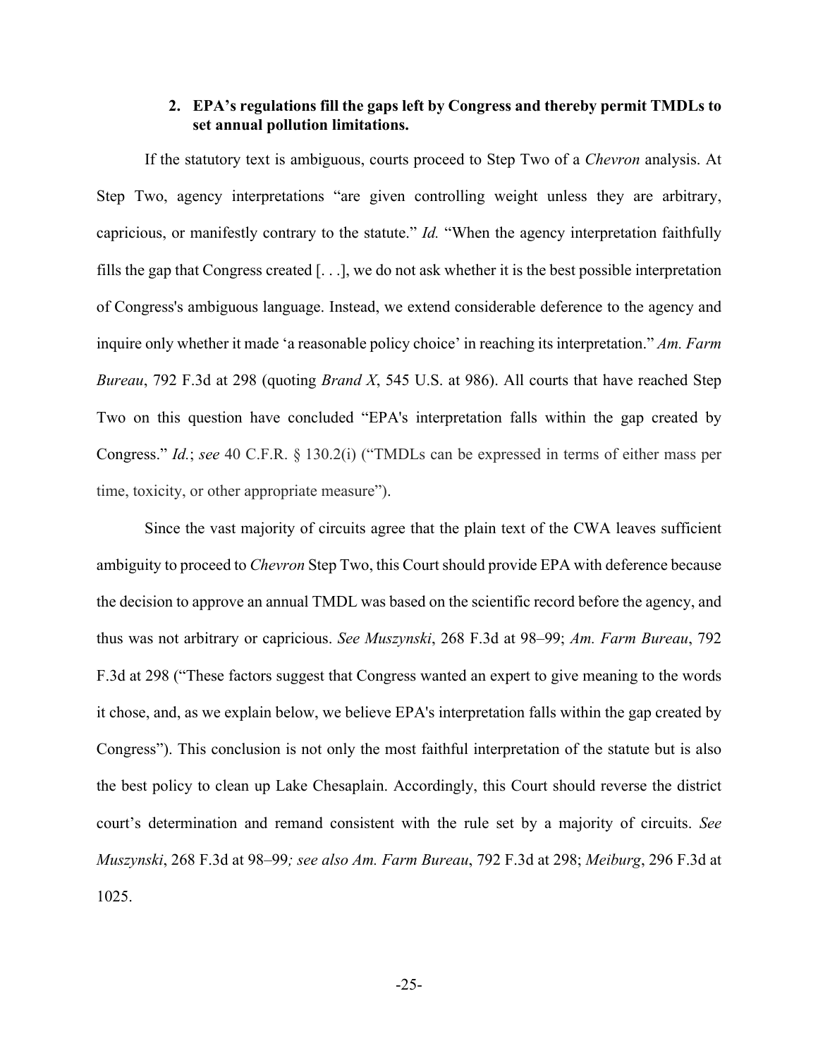### 2. EPA's regulations fill the gaps left by Congress and thereby permit TMDLs to set annual pollution limitations.

If the statutory text is ambiguous, courts proceed to Step Two of a *Chevron* analysis. At Step Two, agency interpretations "are given controlling weight unless they are arbitrary, capricious, or manifestly contrary to the statute." *Id.* "When the agency interpretation faithfully fills the gap that Congress created [. . .], we do not ask whether it is the best possible interpretation of Congress's ambiguous language. Instead, we extend considerable deference to the agency and inquire only whether it made 'a reasonable policy choice' in reaching its interpretation." *Am. Farm Bureau*, 792 F.3d at 298 (quoting *Brand X*, 545 U.S. at 986). All courts that have reached Step Two on this question have concluded "EPA's interpretation falls within the gap created by Congress." *Id.*; *see* 40 C.F.R. § 130.2(i) ("TMDLs can be expressed in terms of either mass per time, toxicity, or other appropriate measure").

Since the vast majority of circuits agree that the plain text of the CWA leaves sufficient ambiguity to proceed to *Chevron* Step Two, this Court should provide EPA with deference because the decision to approve an annual TMDL was based on the scientific record before the agency, and thus was not arbitrary or capricious. *See Muszynski*, 268 F.3d at 98–99; *Am. Farm Bureau*, 792 F.3d at 298 ("These factors suggest that Congress wanted an expert to give meaning to the words it chose, and, as we explain below, we believe EPA's interpretation falls within the gap created by Congress"). This conclusion is not only the most faithful interpretation of the statute but is also the best policy to clean up Lake Chesaplain. Accordingly, this Court should reverse the district court's determination and remand consistent with the rule set by a majority of circuits. *See Muszynski*, 268 F.3d at 98–99*; see also Am. Farm Bureau*, 792 F.3d at 298; *Meiburg*, 296 F.3d at 1025.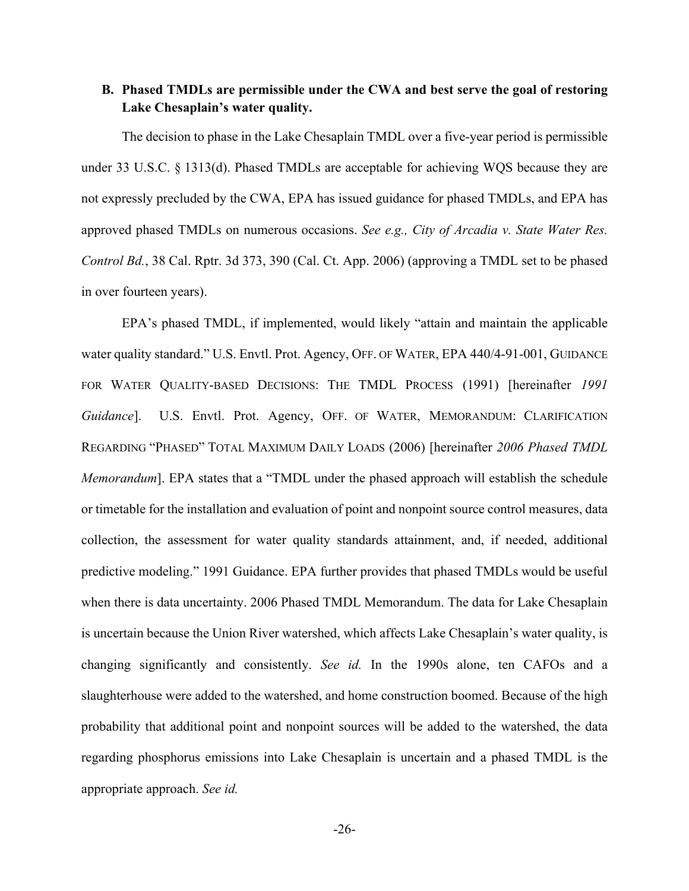### B. Phased TMDLs are permissible under the CWA and best serve the goal of restoring Lake Chesaplain's water quality.

The decision to phase in the Lake Chesaplain TMDL over a five-year period is permissible under 33 U.S.C. § 1313(d). Phased TMDLs are acceptable for achieving WQS because they are not expressly precluded by the CWA, EPA has issued guidance for phased TMDLs, and EPA has approved phased TMDLs on numerous occasions. *See e.g., City of Arcadia v. State Water Res. Control Bd.*, 38 Cal. Rptr. 3d 373, 390 (Cal. Ct. App. 2006) (approving a TMDL set to be phased in over fourteen years).

EPA's phased TMDL, if implemented, would likely "attain and maintain the applicable water quality standard." U.S. Envtl. Prot. Agency, OFF. OF WATER, EPA 440/4-91-001, GUIDANCE FOR WATER QUALITY-BASED DECISIONS: THE TMDL PROCESS (1991) [hereinafter *1991 Guidance*]. U.S. Envtl. Prot. Agency, OFF. OF WATER, MEMORANDUM: CLARIFICATION REGARDING "PHASED" TOTAL MAXIMUM DAILY LOADS (2006) [hereinafter *2006 Phased TMDL Memorandum*]. EPA states that a "TMDL under the phased approach will establish the schedule or timetable for the installation and evaluation of point and nonpoint source control measures, data collection, the assessment for water quality standards attainment, and, if needed, additional predictive modeling." 1991 Guidance. EPA further provides that phased TMDLs would be useful when there is data uncertainty. 2006 Phased TMDL Memorandum. The data for Lake Chesaplain is uncertain because the Union River watershed, which affects Lake Chesaplain's water quality, is changing significantly and consistently. *See id.* In the 1990s alone, ten CAFOs and a slaughterhouse were added to the watershed, and home construction boomed. Because of the high probability that additional point and nonpoint sources will be added to the watershed, the data regarding phosphorus emissions into Lake Chesaplain is uncertain and a phased TMDL is the appropriate approach. *See id.*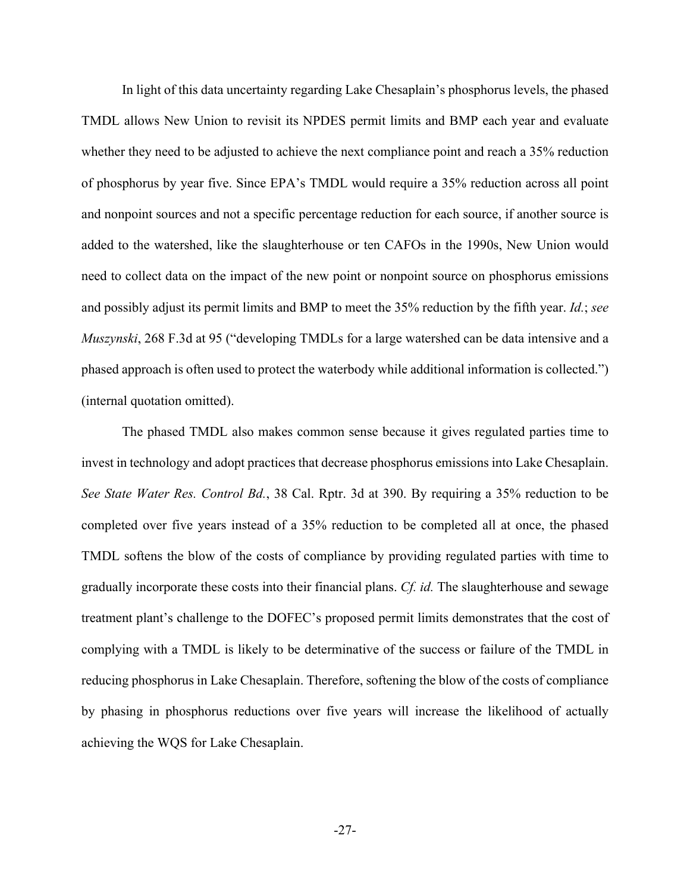In light of this data uncertainty regarding Lake Chesaplain's phosphorus levels, the phased TMDL allows New Union to revisit its NPDES permit limits and BMP each year and evaluate whether they need to be adjusted to achieve the next compliance point and reach a 35% reduction of phosphorus by year five. Since EPA's TMDL would require a 35% reduction across all point and nonpoint sources and not a specific percentage reduction for each source, if another source is added to the watershed, like the slaughterhouse or ten CAFOs in the 1990s, New Union would need to collect data on the impact of the new point or nonpoint source on phosphorus emissions and possibly adjust its permit limits and BMP to meet the 35% reduction by the fifth year. *Id.*; *see Muszynski*, 268 F.3d at 95 ("developing TMDLs for a large watershed can be data intensive and a phased approach is often used to protect the waterbody while additional information is collected.") (internal quotation omitted).

The phased TMDL also makes common sense because it gives regulated parties time to invest in technology and adopt practices that decrease phosphorus emissions into Lake Chesaplain. *See State Water Res. Control Bd.*, 38 Cal. Rptr. 3d at 390. By requiring a 35% reduction to be completed over five years instead of a 35% reduction to be completed all at once, the phased TMDL softens the blow of the costs of compliance by providing regulated parties with time to gradually incorporate these costs into their financial plans. *Cf. id.* The slaughterhouse and sewage treatment plant's challenge to the DOFEC's proposed permit limits demonstrates that the cost of complying with a TMDL is likely to be determinative of the success or failure of the TMDL in reducing phosphorus in Lake Chesaplain. Therefore, softening the blow of the costs of compliance by phasing in phosphorus reductions over five years will increase the likelihood of actually achieving the WQS for Lake Chesaplain.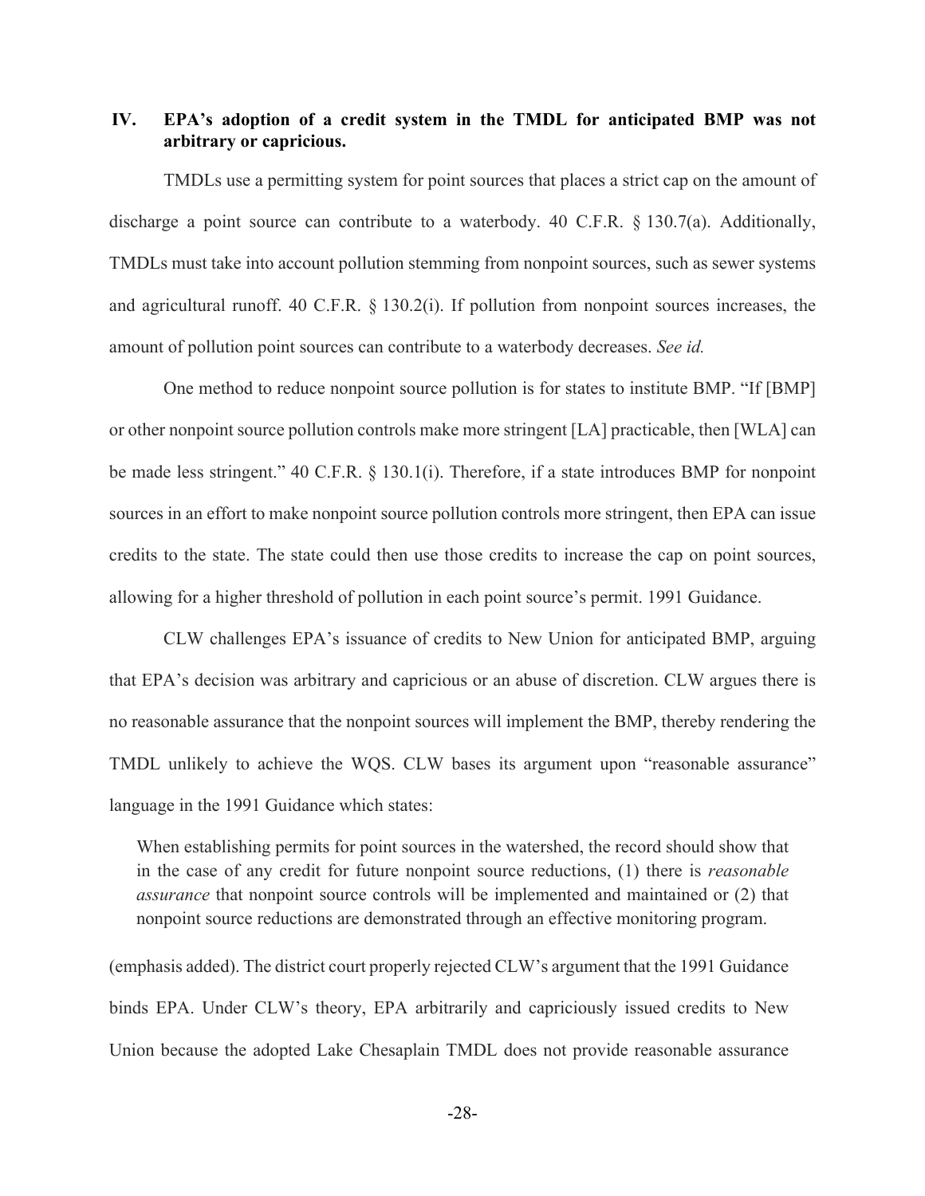## IV. EPA's adoption of a credit system in the TMDL for anticipated BMP was not arbitrary or capricious.

TMDLs use a permitting system for point sources that places a strict cap on the amount of discharge a point source can contribute to a waterbody. 40 C.F.R. § 130.7(a). Additionally, TMDLs must take into account pollution stemming from nonpoint sources, such as sewer systems and agricultural runoff. 40 C.F.R. § 130.2(i). If pollution from nonpoint sources increases, the amount of pollution point sources can contribute to a waterbody decreases. *See id.*

One method to reduce nonpoint source pollution is for states to institute BMP. "If [BMP] or other nonpoint source pollution controls make more stringent [LA] practicable, then [WLA] can be made less stringent." 40 C.F.R. § 130.1(i). Therefore, if a state introduces BMP for nonpoint sources in an effort to make nonpoint source pollution controls more stringent, then EPA can issue credits to the state. The state could then use those credits to increase the cap on point sources, allowing for a higher threshold of pollution in each point source's permit. 1991 Guidance.

CLW challenges EPA's issuance of credits to New Union for anticipated BMP, arguing that EPA's decision was arbitrary and capricious or an abuse of discretion. CLW argues there is no reasonable assurance that the nonpoint sources will implement the BMP, thereby rendering the TMDL unlikely to achieve the WQS. CLW bases its argument upon "reasonable assurance" language in the 1991 Guidance which states:

> When establishing permits for point sources in the watershed, the record should show that in the case of any credit for future nonpoint source reductions, (1) there is *reasonable assurance* that nonpoint source controls will be implemented and maintained or (2) that nonpoint source reductions are demonstrated through an effective monitoring program.

(emphasis added). The district court properly rejected CLW's argument that the 1991 Guidance binds EPA. Under CLW's theory, EPA arbitrarily and capriciously issued credits to New Union because the adopted Lake Chesaplain TMDL does not provide reasonable assurance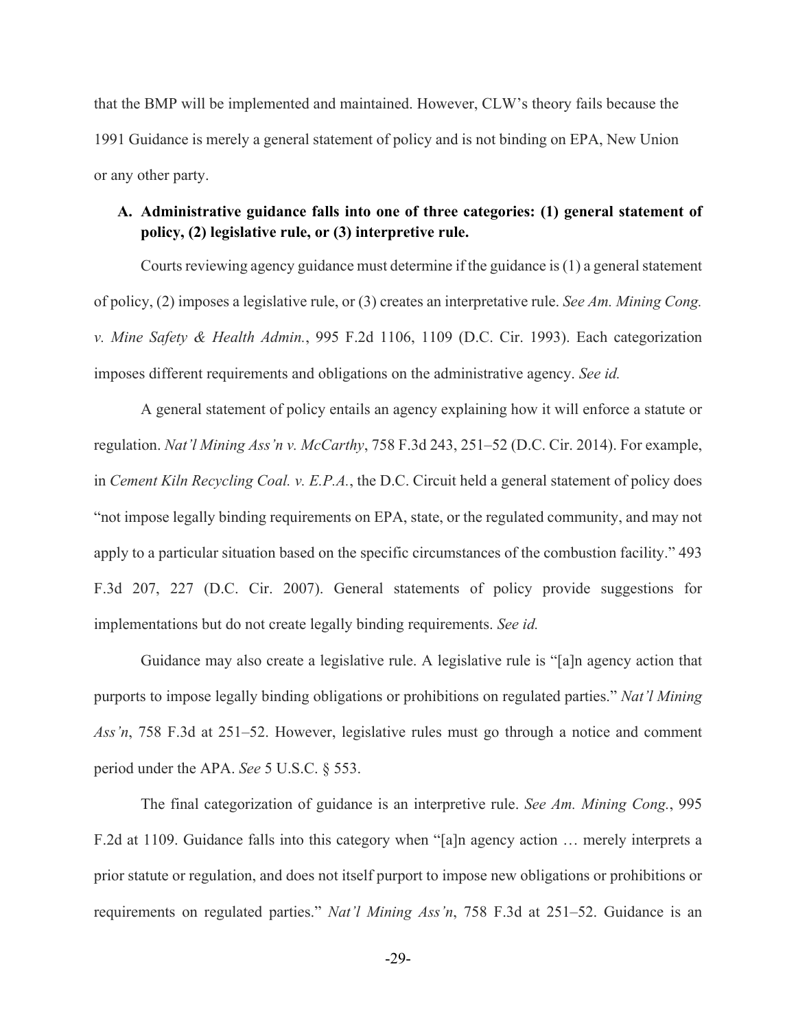that the BMP will be implemented and maintained. However, CLW's theory fails because the 1991 Guidance is merely a general statement of policy and is not binding on EPA, New Union or any other party.

### A. Administrative guidance falls into one of three categories: (1) general statement of policy, (2) legislative rule, or (3) interpretive rule.

Courts reviewing agency guidance must determine if the guidance is (1) a general statement of policy, (2) imposes a legislative rule, or (3) creates an interpretative rule. *See Am. Mining Cong. v. Mine Safety & Health Admin.*, 995 F.2d 1106, 1109 (D.C. Cir. 1993). Each categorization imposes different requirements and obligations on the administrative agency. *See id.*

A general statement of policy entails an agency explaining how it will enforce a statute or regulation. *Nat'l Mining Ass'n v. McCarthy*, 758 F.3d 243, 251–52 (D.C. Cir. 2014). For example, in *Cement Kiln Recycling Coal. v. E.P.A.*, the D.C. Circuit held a general statement of policy does "not impose legally binding requirements on EPA, state, or the regulated community, and may not apply to a particular situation based on the specific circumstances of the combustion facility." 493 F.3d 207, 227 (D.C. Cir. 2007). General statements of policy provide suggestions for implementations but do not create legally binding requirements. *See id.*

Guidance may also create a legislative rule. A legislative rule is "[a]n agency action that purports to impose legally binding obligations or prohibitions on regulated parties." *Nat'l Mining Ass'n*, 758 F.3d at 251–52. However, legislative rules must go through a notice and comment period under the APA. *See* 5 U.S.C. § 553.

The final categorization of guidance is an interpretive rule. *See Am. Mining Cong.*, 995 F.2d at 1109. Guidance falls into this category when "[a]n agency action … merely interprets a prior statute or regulation, and does not itself purport to impose new obligations or prohibitions or requirements on regulated parties." *Nat'l Mining Ass'n*, 758 F.3d at 251–52. Guidance is an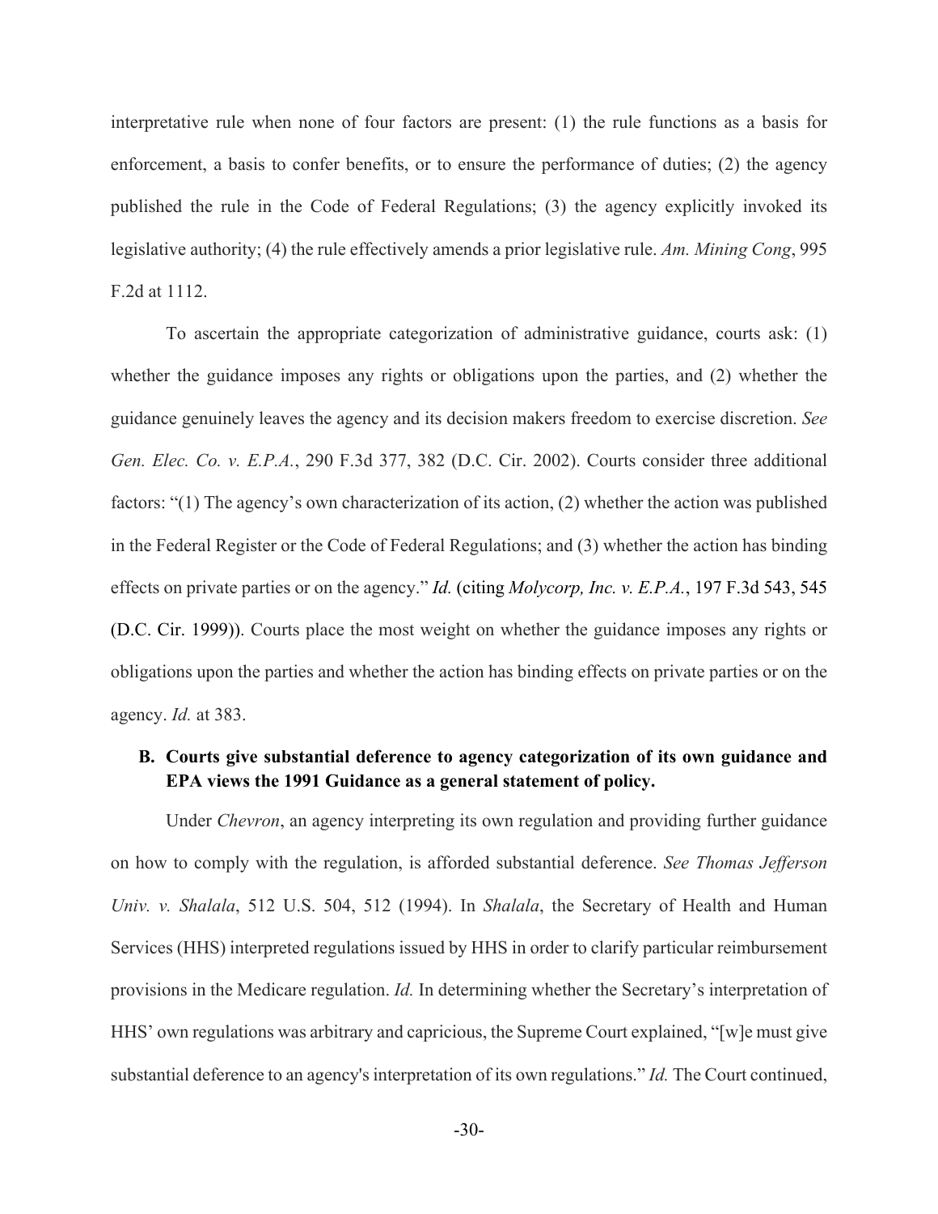interpretative rule when none of four factors are present: (1) the rule functions as a basis for enforcement, a basis to confer benefits, or to ensure the performance of duties; (2) the agency published the rule in the Code of Federal Regulations; (3) the agency explicitly invoked its legislative authority; (4) the rule effectively amends a prior legislative rule. *Am. Mining Cong*, 995 F.2d at 1112.

To ascertain the appropriate categorization of administrative guidance, courts ask: (1) whether the guidance imposes any rights or obligations upon the parties, and (2) whether the guidance genuinely leaves the agency and its decision makers freedom to exercise discretion. *See Gen. Elec. Co. v. E.P.A.*, 290 F.3d 377, 382 (D.C. Cir. 2002). Courts consider three additional factors: "(1) The agency's own characterization of its action, (2) whether the action was published in the Federal Register or the Code of Federal Regulations; and (3) whether the action has binding effects on private parties or on the agency." *Id.* (citing *Molycorp, Inc. v. E.P.A.*, 197 F.3d 543, 545 (D.C. Cir. 1999)). Courts place the most weight on whether the guidance imposes any rights or obligations upon the parties and whether the action has binding effects on private parties or on the agency. *Id.* at 383.

### B. Courts give substantial deference to agency categorization of its own guidance and EPA views the 1991 Guidance as a general statement of policy.

Under *Chevron*, an agency interpreting its own regulation and providing further guidance on how to comply with the regulation, is afforded substantial deference. *See Thomas Jefferson Univ. v. Shalala*, 512 U.S. 504, 512 (1994). In *Shalala*, the Secretary of Health and Human Services (HHS) interpreted regulations issued by HHS in order to clarify particular reimbursement provisions in the Medicare regulation. *Id.* In determining whether the Secretary's interpretation of HHS' own regulations was arbitrary and capricious, the Supreme Court explained, "[w]e must give substantial deference to an agency's interpretation of its own regulations." *Id.* The Court continued,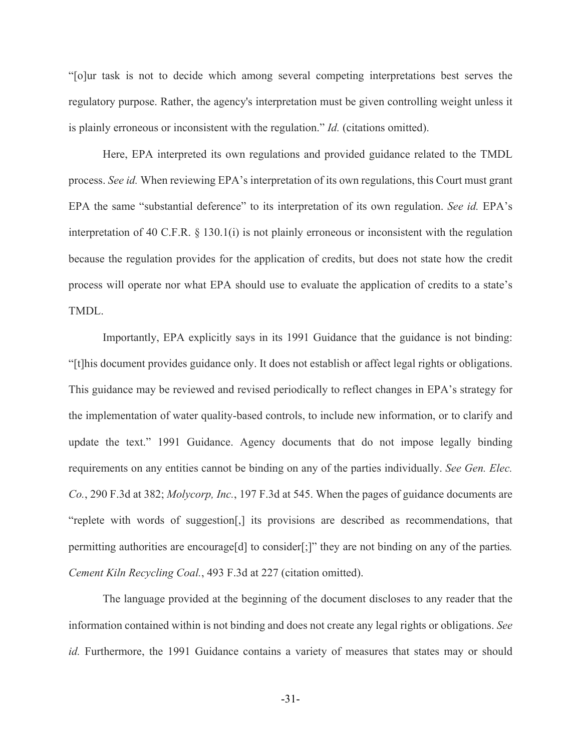"[o]ur task is not to decide which among several competing interpretations best serves the regulatory purpose. Rather, the agency's interpretation must be given controlling weight unless it is plainly erroneous or inconsistent with the regulation." *Id.* (citations omitted).

Here, EPA interpreted its own regulations and provided guidance related to the TMDL process. *See id.* When reviewing EPA's interpretation of its own regulations, this Court must grant EPA the same "substantial deference" to its interpretation of its own regulation. *See id.* EPA's interpretation of 40 C.F.R. § 130.1(i) is not plainly erroneous or inconsistent with the regulation because the regulation provides for the application of credits, but does not state how the credit process will operate nor what EPA should use to evaluate the application of credits to a state's TMDL.

Importantly, EPA explicitly says in its 1991 Guidance that the guidance is not binding: "[t]his document provides guidance only. It does not establish or affect legal rights or obligations. This guidance may be reviewed and revised periodically to reflect changes in EPA's strategy for the implementation of water quality-based controls, to include new information, or to clarify and update the text." 1991 Guidance. Agency documents that do not impose legally binding requirements on any entities cannot be binding on any of the parties individually. *See Gen. Elec. Co.*, 290 F.3d at 382; *Molycorp, Inc.*, 197 F.3d at 545. When the pages of guidance documents are "replete with words of suggestion[,] its provisions are described as recommendations, that permitting authorities are encourage[d] to consider[;]" they are not binding on any of the parties. *Cement Kiln Recycling Coal.*, 493 F.3d at 227 (citation omitted).

The language provided at the beginning of the document discloses to any reader that the information contained within is not binding and does not create any legal rights or obligations. *See id.* Furthermore, the 1991 Guidance contains a variety of measures that states may or should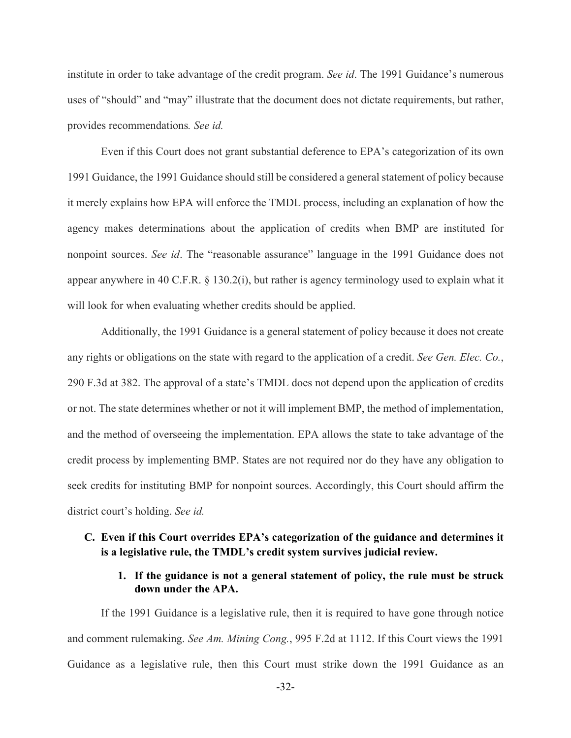institute in order to take advantage of the credit program. *See id*. The 1991 Guidance's numerous uses of "should" and "may" illustrate that the document does not dictate requirements, but rather, provides recommendations*. See id.*

Even if this Court does not grant substantial deference to EPA's categorization of its own 1991 Guidance, the 1991 Guidance should still be considered a general statement of policy because it merely explains how EPA will enforce the TMDL process, including an explanation of how the agency makes determinations about the application of credits when BMP are instituted for nonpoint sources. *See id*. The "reasonable assurance" language in the 1991 Guidance does not appear anywhere in 40 C.F.R. § 130.2(i), but rather is agency terminology used to explain what it will look for when evaluating whether credits should be applied.

Additionally, the 1991 Guidance is a general statement of policy because it does not create any rights or obligations on the state with regard to the application of a credit. *See Gen. Elec. Co.*, 290 F.3d at 382. The approval of a state's TMDL does not depend upon the application of credits or not. The state determines whether or not it will implement BMP, the method of implementation, and the method of overseeing the implementation. EPA allows the state to take advantage of the credit process by implementing BMP. States are not required nor do they have any obligation to seek credits for instituting BMP for nonpoint sources. Accordingly, this Court should affirm the district court's holding. *See id.*

### C. Even if this Court overrides EPA's categorization of the guidance and determines it is a legislative rule, the TMDL's credit system survives judicial review.

#### 1. If the guidance is not a general statement of policy, the rule must be struck down under the APA.

If the 1991 Guidance is a legislative rule, then it is required to have gone through notice and comment rulemaking. *See Am. Mining Cong.*, 995 F.2d at 1112. If this Court views the 1991 Guidance as a legislative rule, then this Court must strike down the 1991 Guidance as an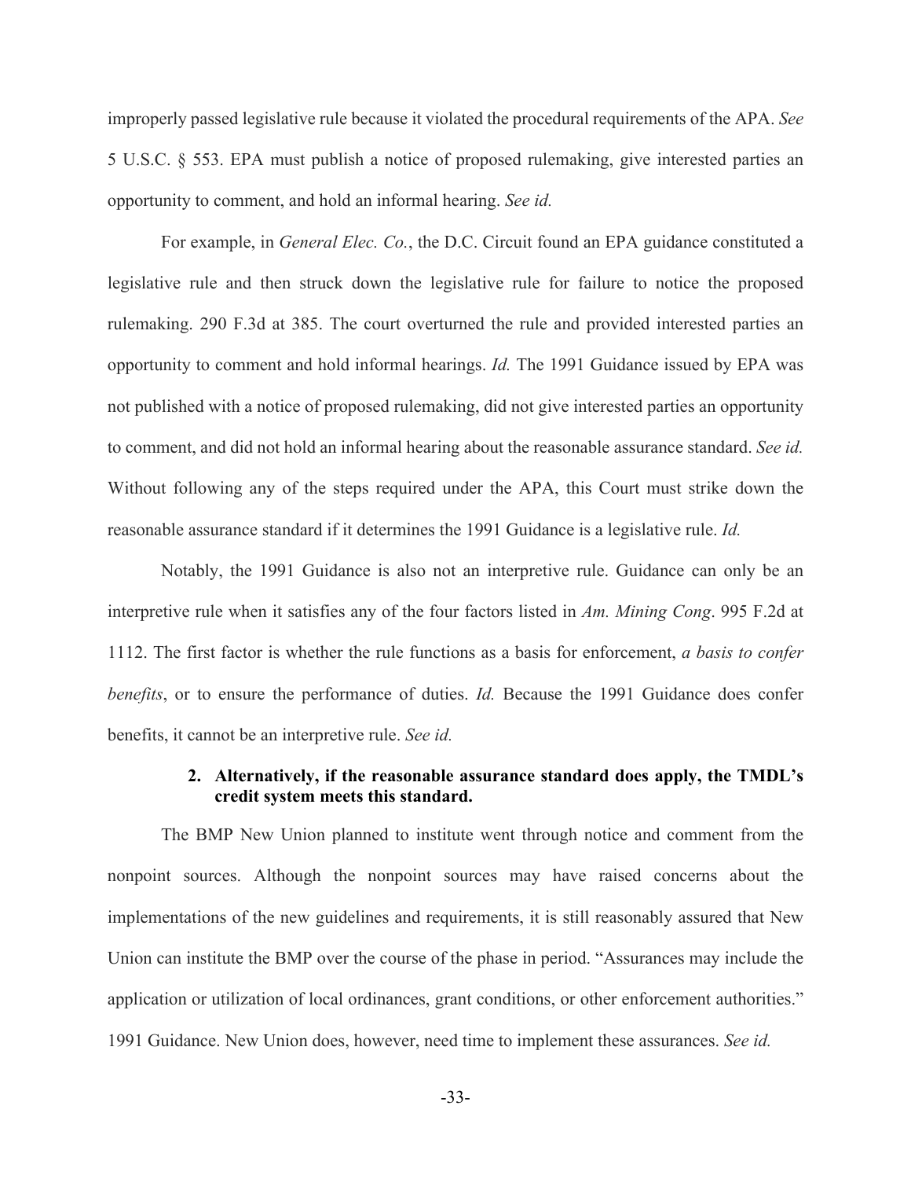improperly passed legislative rule because it violated the procedural requirements of the APA. *See* 5 U.S.C. § 553. EPA must publish a notice of proposed rulemaking, give interested parties an opportunity to comment, and hold an informal hearing. *See id.*

For example, in *General Elec. Co.*, the D.C. Circuit found an EPA guidance constituted a legislative rule and then struck down the legislative rule for failure to notice the proposed rulemaking. 290 F.3d at 385. The court overturned the rule and provided interested parties an opportunity to comment and hold informal hearings. *Id.* The 1991 Guidance issued by EPA was not published with a notice of proposed rulemaking, did not give interested parties an opportunity to comment, and did not hold an informal hearing about the reasonable assurance standard. *See id.* Without following any of the steps required under the APA, this Court must strike down the reasonable assurance standard if it determines the 1991 Guidance is a legislative rule. *Id.*

Notably, the 1991 Guidance is also not an interpretive rule. Guidance can only be an interpretive rule when it satisfies any of the four factors listed in *Am. Mining Cong*. 995 F.2d at 1112. The first factor is whether the rule functions as a basis for enforcement, *a basis to confer benefits*, or to ensure the performance of duties. *Id.* Because the 1991 Guidance does confer benefits, it cannot be an interpretive rule. *See id.*

#### 2. Alternatively, if the reasonable assurance standard does apply, the TMDL's credit system meets this standard.

The BMP New Union planned to institute went through notice and comment from the nonpoint sources. Although the nonpoint sources may have raised concerns about the implementations of the new guidelines and requirements, it is still reasonably assured that New Union can institute the BMP over the course of the phase in period. "Assurances may include the application or utilization of local ordinances, grant conditions, or other enforcement authorities." 1991 Guidance. New Union does, however, need time to implement these assurances. *See id.*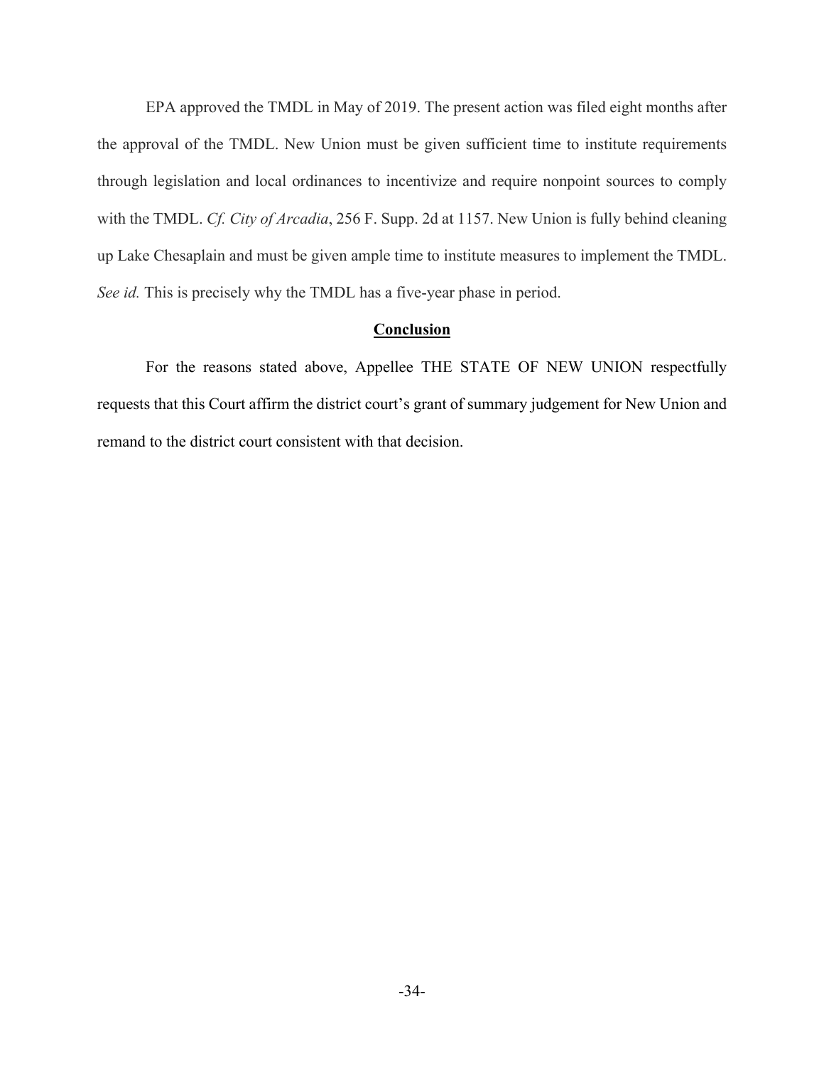EPA approved the TMDL in May of 2019. The present action was filed eight months after the approval of the TMDL. New Union must be given sufficient time to institute requirements through legislation and local ordinances to incentivize and require nonpoint sources to comply with the TMDL. *Cf. City of Arcadia*, 256 F. Supp. 2d at 1157. New Union is fully behind cleaning up Lake Chesaplain and must be given ample time to institute measures to implement the TMDL. *See id.* This is precisely why the TMDL has a five-year phase in period.

## **Conclusion**

For the reasons stated above, Appellee THE STATE OF NEW UNION respectfully requests that this Court affirm the district court's grant of summary judgement for New Union and remand to the district court consistent with that decision.